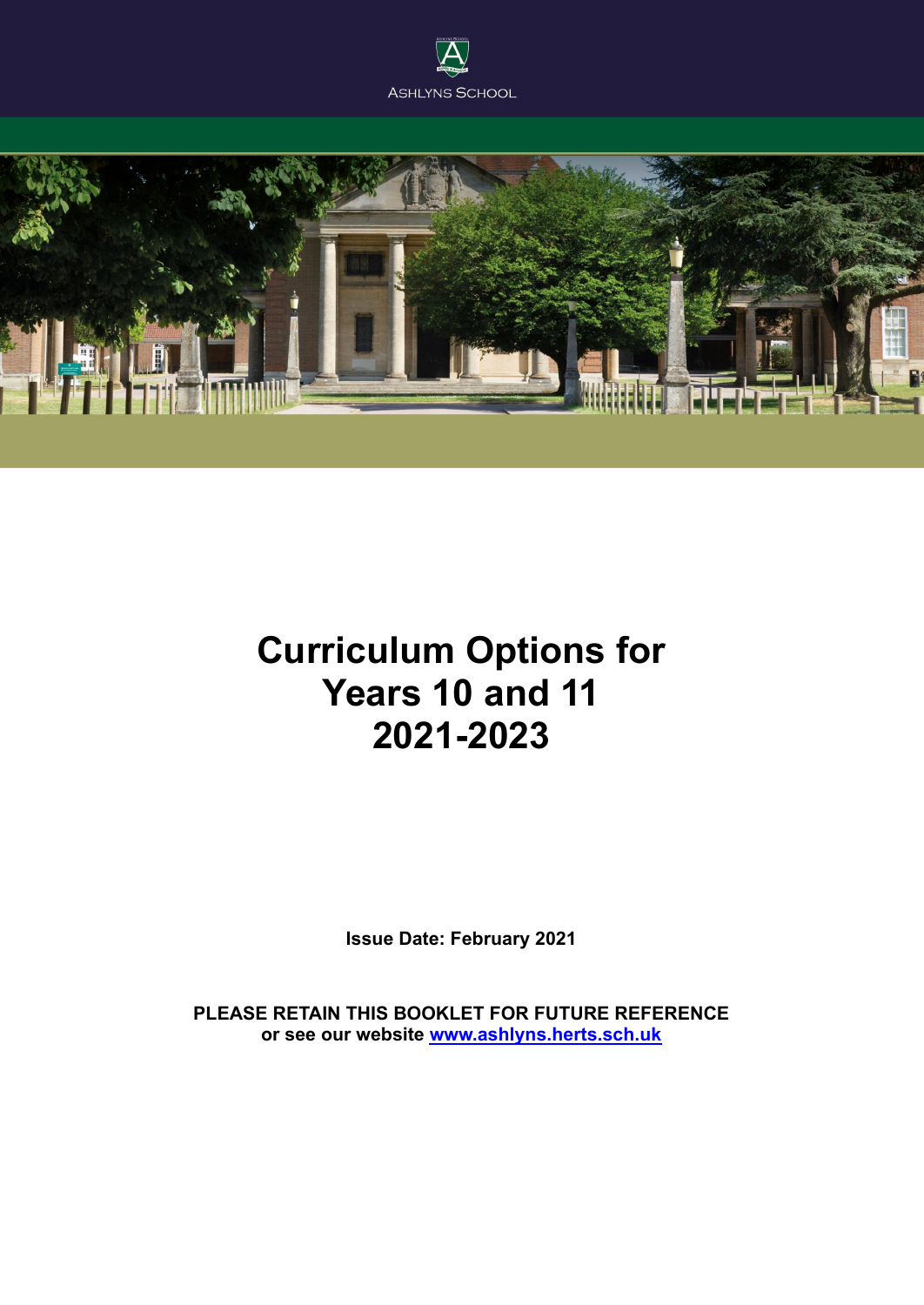ASHLYNS SCHOOL

# Curriculum Options for Years 10 and 11 2021-2023

**Issue Date: February 2021**

**PLEASE RETAIN THIS BOOKLET FOR FUTURE REFERENCE**
**or see our website [www.ashlyns.herts.sch.uk](http://www.ashlyns.herts.sch.uk)**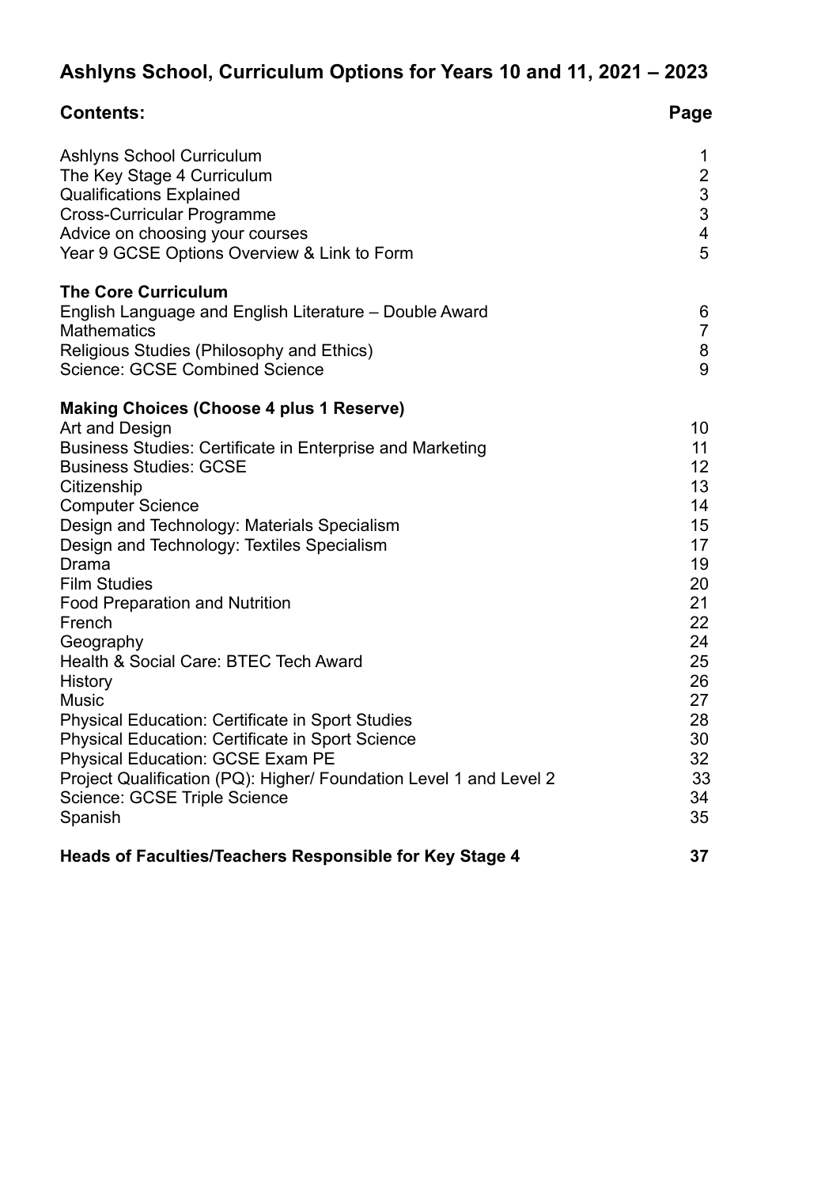# Ashlyns School, Curriculum Options for Years 10 and 11, 2021 – 2023

| **Contents:** | **Page** |
|---|---|
| Ashlyns School Curriculum | 1 |
| The Key Stage 4 Curriculum | 2 |
| Qualifications Explained | 3 |
| Cross-Curricular Programme | 3 |
| Advice on choosing your courses | 4 |
| Year 9 GCSE Options Overview & Link to Form | 5 |
| **The Core Curriculum** | |
| English Language and English Literature – Double Award | 6 |
| Mathematics | 7 |
| Religious Studies (Philosophy and Ethics) | 8 |
| Science: GCSE Combined Science | 9 |
| **Making Choices (Choose 4 plus 1 Reserve)** | |
| Art and Design | 10 |
| Business Studies: Certificate in Enterprise and Marketing | 11 |
| Business Studies: GCSE | 12 |
| Citizenship | 13 |
| Computer Science | 14 |
| Design and Technology: Materials Specialism | 15 |
| Design and Technology: Textiles Specialism | 17 |
| Drama | 19 |
| Film Studies | 20 |
| Food Preparation and Nutrition | 21 |
| French | 22 |
| Geography | 24 |
| Health & Social Care: BTEC Tech Award | 25 |
| History | 26 |
| Music | 27 |
| Physical Education: Certificate in Sport Studies | 28 |
| Physical Education: Certificate in Sport Science | 30 |
| Physical Education: GCSE Exam PE | 32 |
| Project Qualification (PQ): Higher/ Foundation Level 1 and Level 2 | 33 |
| Science: GCSE Triple Science | 34 |
| Spanish | 35 |
| **Heads of Faculties/Teachers Responsible for Key Stage 4** | **37** |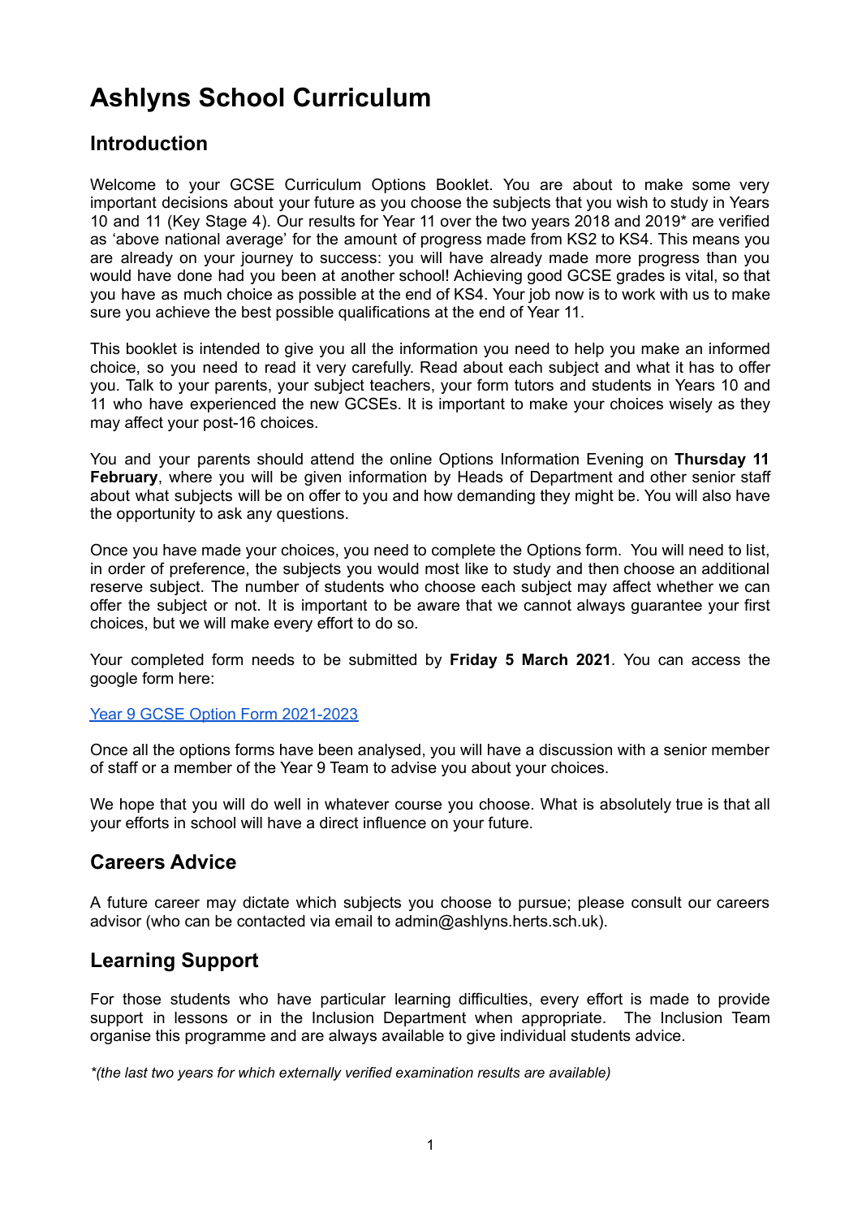# Ashlyns School Curriculum

## Introduction

Welcome to your GCSE Curriculum Options Booklet. You are about to make some very important decisions about your future as you choose the subjects that you wish to study in Years 10 and 11 (Key Stage 4). Our results for Year 11 over the two years 2018 and 2019* are verified as 'above national average' for the amount of progress made from KS2 to KS4. This means you are already on your journey to success: you will have already made more progress than you would have done had you been at another school! Achieving good GCSE grades is vital, so that you have as much choice as possible at the end of KS4. Your job now is to work with us to make sure you achieve the best possible qualifications at the end of Year 11.

This booklet is intended to give you all the information you need to help you make an informed choice, so you need to read it very carefully. Read about each subject and what it has to offer you. Talk to your parents, your subject teachers, your form tutors and students in Years 10 and 11 who have experienced the new GCSEs. It is important to make your choices wisely as they may affect your post-16 choices.

You and your parents should attend the online Options Information Evening on **Thursday 11 February**, where you will be given information by Heads of Department and other senior staff about what subjects will be on offer to you and how demanding they might be. You will also have the opportunity to ask any questions.

Once you have made your choices, you need to complete the Options form. You will need to list, in order of preference, the subjects you would most like to study and then choose an additional reserve subject. The number of students who choose each subject may affect whether we can offer the subject or not. It is important to be aware that we cannot always guarantee your first choices, but we will make every effort to do so.

Your completed form needs to be submitted by **Friday 5 March 2021**. You can access the google form here:

Year 9 GCSE Option Form 2021-2023

Once all the options forms have been analysed, you will have a discussion with a senior member of staff or a member of the Year 9 Team to advise you about your choices.

We hope that you will do well in whatever course you choose. What is absolutely true is that all your efforts in school will have a direct influence on your future.

## Careers Advice

A future career may dictate which subjects you choose to pursue; please consult our careers advisor (who can be contacted via email to admin@ashlyns.herts.sch.uk).

## Learning Support

For those students who have particular learning difficulties, every effort is made to provide support in lessons or in the Inclusion Department when appropriate. The Inclusion Team organise this programme and are always available to give individual students advice.

*\*(the last two years for which externally verified examination results are available)*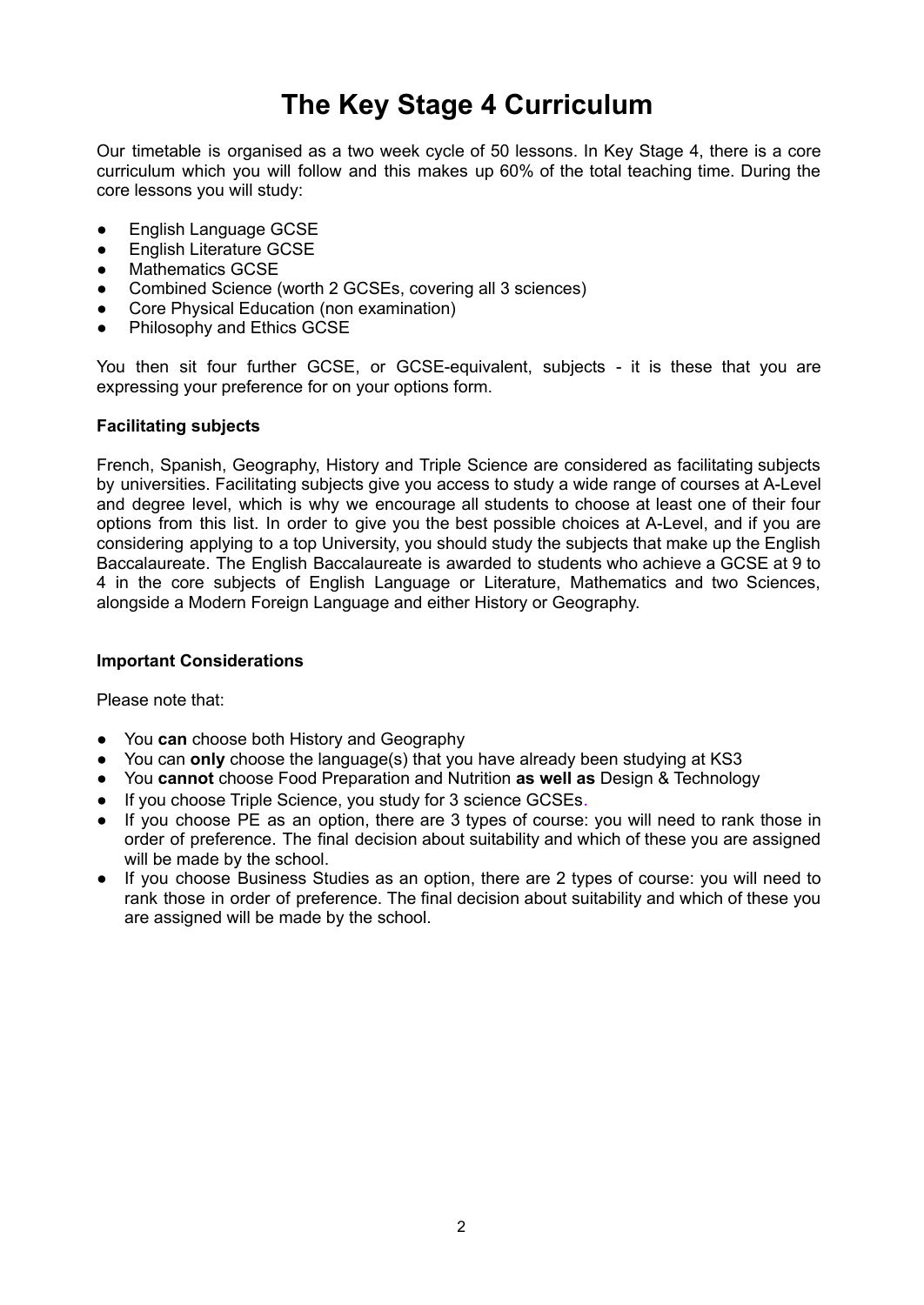# The Key Stage 4 Curriculum

Our timetable is organised as a two week cycle of 50 lessons. In Key Stage 4, there is a core curriculum which you will follow and this makes up 60% of the total teaching time. During the core lessons you will study:

- English Language GCSE
- English Literature GCSE
- Mathematics GCSE
- Combined Science (worth 2 GCSEs, covering all 3 sciences)
- Core Physical Education (non examination)
- Philosophy and Ethics GCSE

You then sit four further GCSE, or GCSE-equivalent, subjects - it is these that you are expressing your preference for on your options form.

**Facilitating subjects**

French, Spanish, Geography, History and Triple Science are considered as facilitating subjects by universities. Facilitating subjects give you access to study a wide range of courses at A-Level and degree level, which is why we encourage all students to choose at least one of their four options from this list. In order to give you the best possible choices at A-Level, and if you are considering applying to a top University, you should study the subjects that make up the English Baccalaureate. The English Baccalaureate is awarded to students who achieve a GCSE at 9 to 4 in the core subjects of English Language or Literature, Mathematics and two Sciences, alongside a Modern Foreign Language and either History or Geography.

**Important Considerations**

Please note that:

- You **can** choose both History and Geography
- You can **only** choose the language(s) that you have already been studying at KS3
- You **cannot** choose Food Preparation and Nutrition **as well as** Design & Technology
- If you choose Triple Science, you study for 3 science GCSEs.
- If you choose PE as an option, there are 3 types of course: you will need to rank those in order of preference. The final decision about suitability and which of these you are assigned will be made by the school.
- If you choose Business Studies as an option, there are 2 types of course: you will need to rank those in order of preference. The final decision about suitability and which of these you are assigned will be made by the school.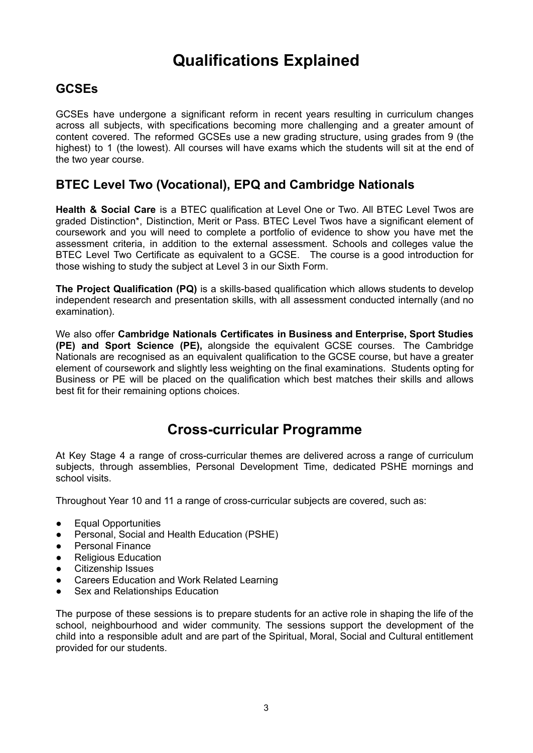# Qualifications Explained

## GCSEs

GCSEs have undergone a significant reform in recent years resulting in curriculum changes across all subjects, with specifications becoming more challenging and a greater amount of content covered. The reformed GCSEs use a new grading structure, using grades from 9 (the highest) to 1 (the lowest). All courses will have exams which the students will sit at the end of the two year course.

## BTEC Level Two (Vocational), EPQ and Cambridge Nationals

**Health & Social Care** is a BTEC qualification at Level One or Two. All BTEC Level Twos are graded Distinction*, Distinction, Merit or Pass. BTEC Level Twos have a significant element of coursework and you will need to complete a portfolio of evidence to show you have met the assessment criteria, in addition to the external assessment. Schools and colleges value the BTEC Level Two Certificate as equivalent to a GCSE. The course is a good introduction for those wishing to study the subject at Level 3 in our Sixth Form.

**The Project Qualification (PQ)** is a skills-based qualification which allows students to develop independent research and presentation skills, with all assessment conducted internally (and no examination).

We also offer **Cambridge Nationals Certificates in Business and Enterprise, Sport Studies (PE) and Sport Science (PE),** alongside the equivalent GCSE courses. The Cambridge Nationals are recognised as an equivalent qualification to the GCSE course, but have a greater element of coursework and slightly less weighting on the final examinations. Students opting for Business or PE will be placed on the qualification which best matches their skills and allows best fit for their remaining options choices.

# Cross-curricular Programme

At Key Stage 4 a range of cross-curricular themes are delivered across a range of curriculum subjects, through assemblies, Personal Development Time, dedicated PSHE mornings and school visits.

Throughout Year 10 and 11 a range of cross-curricular subjects are covered, such as:

- Equal Opportunities
- Personal, Social and Health Education (PSHE)
- Personal Finance
- Religious Education
- Citizenship Issues
- Careers Education and Work Related Learning
- Sex and Relationships Education

The purpose of these sessions is to prepare students for an active role in shaping the life of the school, neighbourhood and wider community. The sessions support the development of the child into a responsible adult and are part of the Spiritual, Moral, Social and Cultural entitlement provided for our students.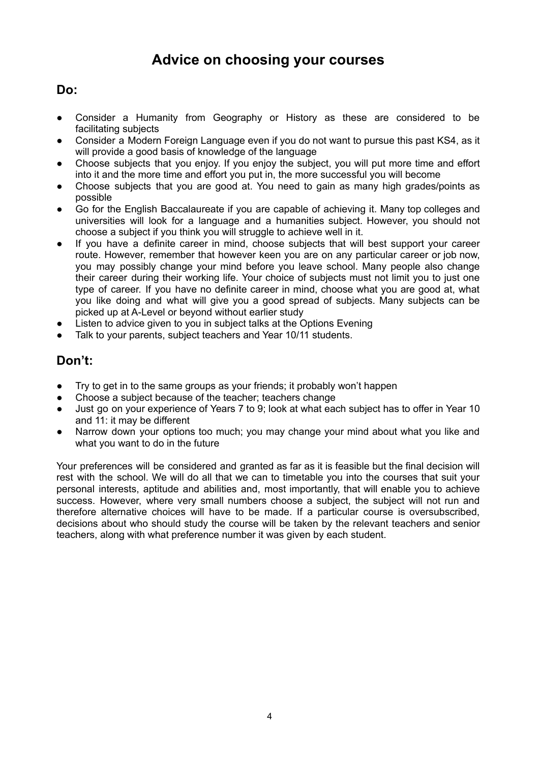# Advice on choosing your courses

## Do:

- Consider a Humanity from Geography or History as these are considered to be facilitating subjects
- Consider a Modern Foreign Language even if you do not want to pursue this past KS4, as it will provide a good basis of knowledge of the language
- Choose subjects that you enjoy. If you enjoy the subject, you will put more time and effort into it and the more time and effort you put in, the more successful you will become
- Choose subjects that you are good at. You need to gain as many high grades/points as possible
- Go for the English Baccalaureate if you are capable of achieving it. Many top colleges and universities will look for a language and a humanities subject. However, you should not choose a subject if you think you will struggle to achieve well in it.
- If you have a definite career in mind, choose subjects that will best support your career route. However, remember that however keen you are on any particular career or job now, you may possibly change your mind before you leave school. Many people also change their career during their working life. Your choice of subjects must not limit you to just one type of career. If you have no definite career in mind, choose what you are good at, what you like doing and what will give you a good spread of subjects. Many subjects can be picked up at A-Level or beyond without earlier study
- Listen to advice given to you in subject talks at the Options Evening
- Talk to your parents, subject teachers and Year 10/11 students.

## Don't:

- Try to get in to the same groups as your friends; it probably won't happen
- Choose a subject because of the teacher; teachers change
- Just go on your experience of Years 7 to 9; look at what each subject has to offer in Year 10 and 11: it may be different
- Narrow down your options too much; you may change your mind about what you like and what you want to do in the future

Your preferences will be considered and granted as far as it is feasible but the final decision will rest with the school. We will do all that we can to timetable you into the courses that suit your personal interests, aptitude and abilities and, most importantly, that will enable you to achieve success. However, where very small numbers choose a subject, the subject will not run and therefore alternative choices will have to be made. If a particular course is oversubscribed, decisions about who should study the course will be taken by the relevant teachers and senior teachers, along with what preference number it was given by each student.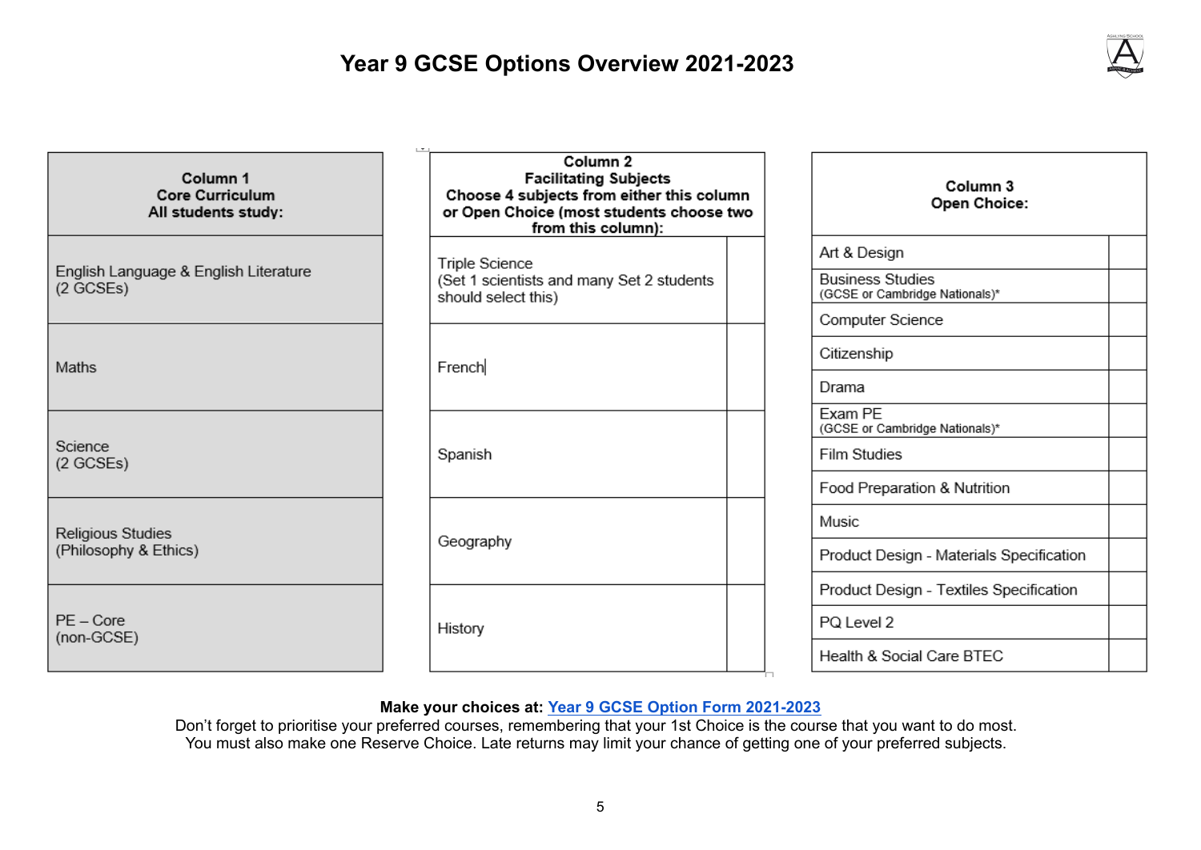# Year 9 GCSE Options Overview 2021-2023

| Column 1<br>Core Curriculum<br>All students study: |
| --- |
| English Language & English Literature<br>(2 GCSEs) |
| Maths |
| Science<br>(2 GCSEs) |
| Religious Studies<br>(Philosophy & Ethics) |
| PE – Core<br>(non-GCSE) |

| Column 2<br>Facilitating Subjects<br>Choose 4 subjects from either this column or Open Choice (most students choose two from this column): | |
| --- | --- |
| Triple Science<br>(Set 1 scientists and many Set 2 students should select this) | |
| French | |
| Spanish | |
| Geography | |
| History | |

| Column 3<br>Open Choice: | |
| --- | --- |
| Art & Design | |
| Business Studies<br>(GCSE or Cambridge Nationals)* | |
| Computer Science | |
| Citizenship | |
| Drama | |
| Exam PE<br>(GCSE or Cambridge Nationals)* | |
| Film Studies | |
| Food Preparation & Nutrition | |
| Music | |
| Product Design - Materials Specification | |
| Product Design - Textiles Specification | |
| PQ Level 2 | |
| Health & Social Care BTEC | |

**Make your choices at:** Year 9 GCSE Option Form 2021-2023

Don't forget to prioritise your preferred courses, remembering that your 1st Choice is the course that you want to do most. You must also make one Reserve Choice. Late returns may limit your chance of getting one of your preferred subjects.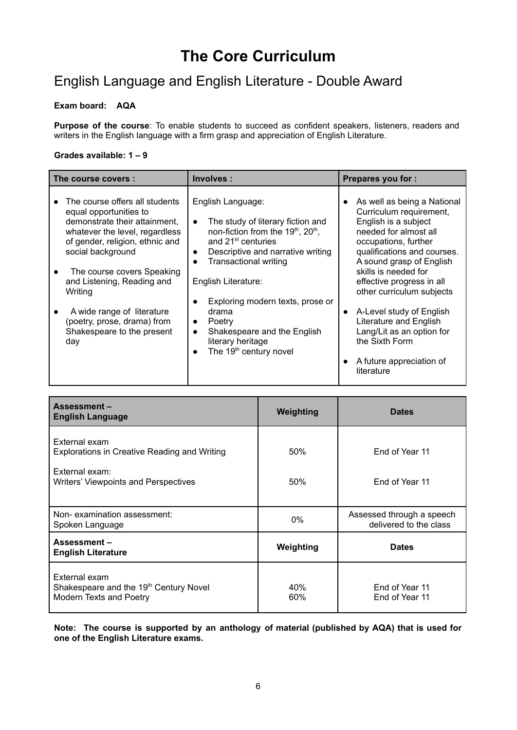# The Core Curriculum

## English Language and English Literature - Double Award

**Exam board: AQA**

**Purpose of the course**: To enable students to succeed as confident speakers, listeners, readers and writers in the English language with a firm grasp and appreciation of English Literature.

**Grades available: 1 – 9**

| The course covers : | Involves : | Prepares you for : |
|---|---|---|
| • The course offers all students equal opportunities to demonstrate their attainment, whatever the level, regardless of gender, religion, ethnic and social background<br><br>• The course covers Speaking and Listening, Reading and Writing<br><br>• A wide range of literature (poetry, prose, drama) from Shakespeare to the present day | English Language:<br><br>• The study of literary fiction and non-fiction from the 19th, 20th, and 21st centuries<br>• Descriptive and narrative writing<br>• Transactional writing<br><br>English Literature:<br><br>• Exploring modern texts, prose or drama<br>• Poetry<br>• Shakespeare and the English literary heritage<br>• The 19th century novel | • As well as being a National Curriculum requirement, English is a subject needed for almost all occupations, further qualifications and courses. A sound grasp of English skills is needed for effective progress in all other curriculum subjects<br><br>• A-Level study of English Literature and English Lang/Lit as an option for the Sixth Form<br><br>• A future appreciation of literature |

| Assessment – English Language | Weighting | Dates |
|---|---|---|
| External exam<br>Explorations in Creative Reading and Writing<br><br>External exam:<br>Writers' Viewpoints and Perspectives | 50%<br><br>50% | End of Year 11<br><br>End of Year 11 |
| Non- examination assessment:<br>Spoken Language | 0% | Assessed through a speech delivered to the class |
| **Assessment – English Literature** | **Weighting** | **Dates** |
| External exam<br>Shakespeare and the 19th Century Novel<br>Modern Texts and Poetry | 40%<br>60% | End of Year 11<br>End of Year 11 |

**Note: The course is supported by an anthology of material (published by AQA) that is used for one of the English Literature exams.**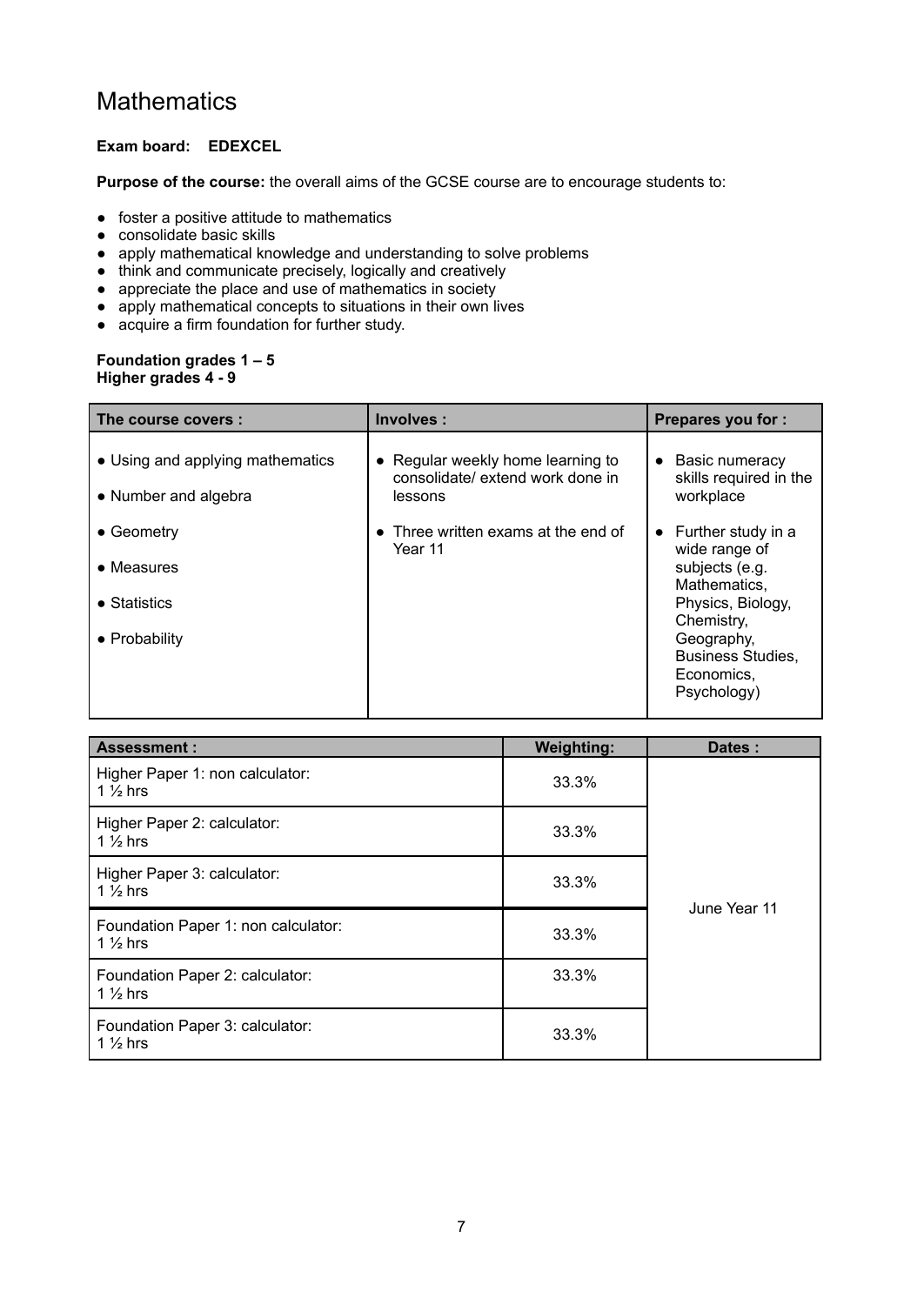# Mathematics

**Exam board: EDEXCEL**

**Purpose of the course:** the overall aims of the GCSE course are to encourage students to:

- foster a positive attitude to mathematics
- consolidate basic skills
- apply mathematical knowledge and understanding to solve problems
- think and communicate precisely, logically and creatively
- appreciate the place and use of mathematics in society
- apply mathematical concepts to situations in their own lives
- acquire a firm foundation for further study.

**Foundation grades 1 – 5**
**Higher grades 4 - 9**

| The course covers : | Involves : | Prepares you for : |
|---|---|---|
| • Using and applying mathematics<br>• Number and algebra<br>• Geometry<br>• Measures<br>• Statistics<br>• Probability | • Regular weekly home learning to consolidate/ extend work done in lessons<br>• Three written exams at the end of Year 11 | • Basic numeracy skills required in the workplace<br>• Further study in a wide range of subjects (e.g. Mathematics, Physics, Biology, Chemistry, Geography, Business Studies, Economics, Psychology) |

| Assessment : | Weighting: | Dates : |
|---|---|---|
| Higher Paper 1: non calculator: 1 ½ hrs | 33.3% | June Year 11 |
| Higher Paper 2: calculator: 1 ½ hrs | 33.3% | |
| Higher Paper 3: calculator: 1 ½ hrs | 33.3% | |
| Foundation Paper 1: non calculator: 1 ½ hrs | 33.3% | |
| Foundation Paper 2: calculator: 1 ½ hrs | 33.3% | |
| Foundation Paper 3: calculator: 1 ½ hrs | 33.3% | |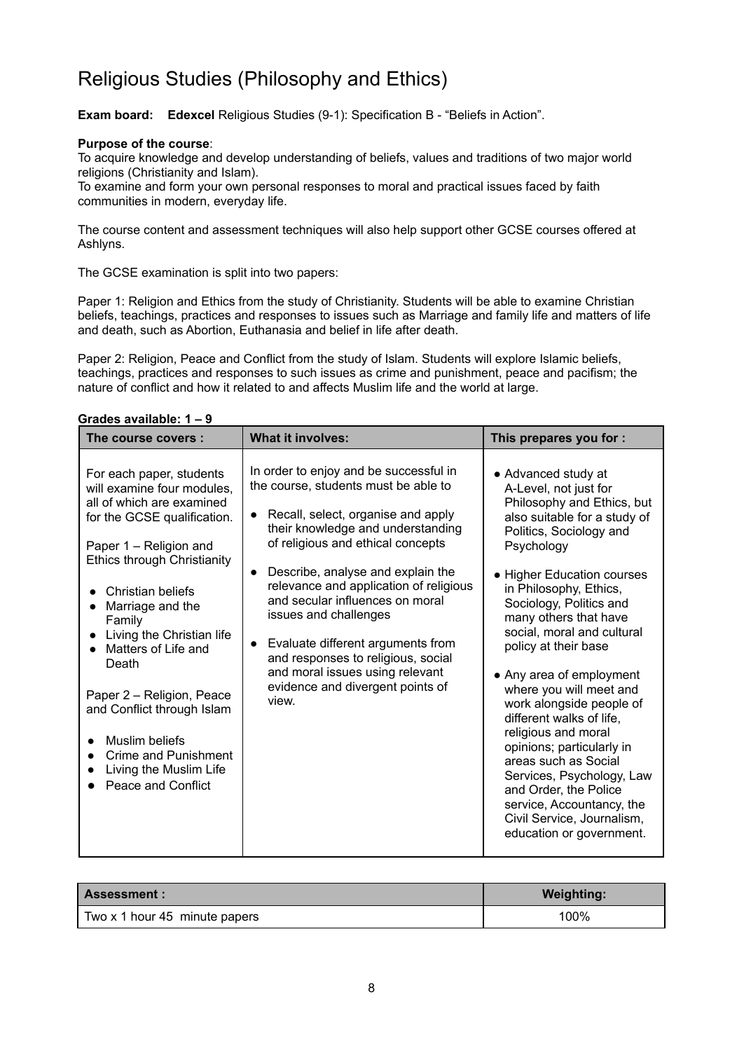# Religious Studies (Philosophy and Ethics)

**Exam board:** **Edexcel** Religious Studies (9-1): Specification B - "Beliefs in Action".

**Purpose of the course**:
To acquire knowledge and develop understanding of beliefs, values and traditions of two major world religions (Christianity and Islam).
To examine and form your own personal responses to moral and practical issues faced by faith communities in modern, everyday life.

The course content and assessment techniques will also help support other GCSE courses offered at Ashlyns.

The GCSE examination is split into two papers:

Paper 1: Religion and Ethics from the study of Christianity. Students will be able to examine Christian beliefs, teachings, practices and responses to issues such as Marriage and family life and matters of life and death, such as Abortion, Euthanasia and belief in life after death.

Paper 2: Religion, Peace and Conflict from the study of Islam. Students will explore Islamic beliefs, teachings, practices and responses to such issues as crime and punishment, peace and pacifism; the nature of conflict and how it related to and affects Muslim life and the world at large.

**Grades available: 1 – 9**

| The course covers : | What it involves: | This prepares you for : |
|---|---|---|
| For each paper, students will examine four modules, all of which are examined for the GCSE qualification.<br><br>Paper 1 – Religion and Ethics through Christianity<br>● Christian beliefs<br>● Marriage and the Family<br>● Living the Christian life<br>● Matters of Life and Death<br><br>Paper 2 – Religion, Peace and Conflict through Islam<br>● Muslim beliefs<br>● Crime and Punishment<br>● Living the Muslim Life<br>● Peace and Conflict | In order to enjoy and be successful in the course, students must be able to<br>● Recall, select, organise and apply their knowledge and understanding of religious and ethical concepts<br>● Describe, analyse and explain the relevance and application of religious and secular influences on moral issues and challenges<br>● Evaluate different arguments from and responses to religious, social and moral issues using relevant evidence and divergent points of view. | ● Advanced study at A-Level, not just for Philosophy and Ethics, but also suitable for a study of Politics, Sociology and Psychology<br>● Higher Education courses in Philosophy, Ethics, Sociology, Politics and many others that have social, moral and cultural policy at their base<br>● Any area of employment where you will meet and work alongside people of different walks of life, religious and moral opinions; particularly in areas such as Social Services, Psychology, Law and Order, the Police service, Accountancy, the Civil Service, Journalism, education or government. |

| Assessment : | Weighting: |
|---|---|
| Two x 1 hour 45 minute papers | 100% |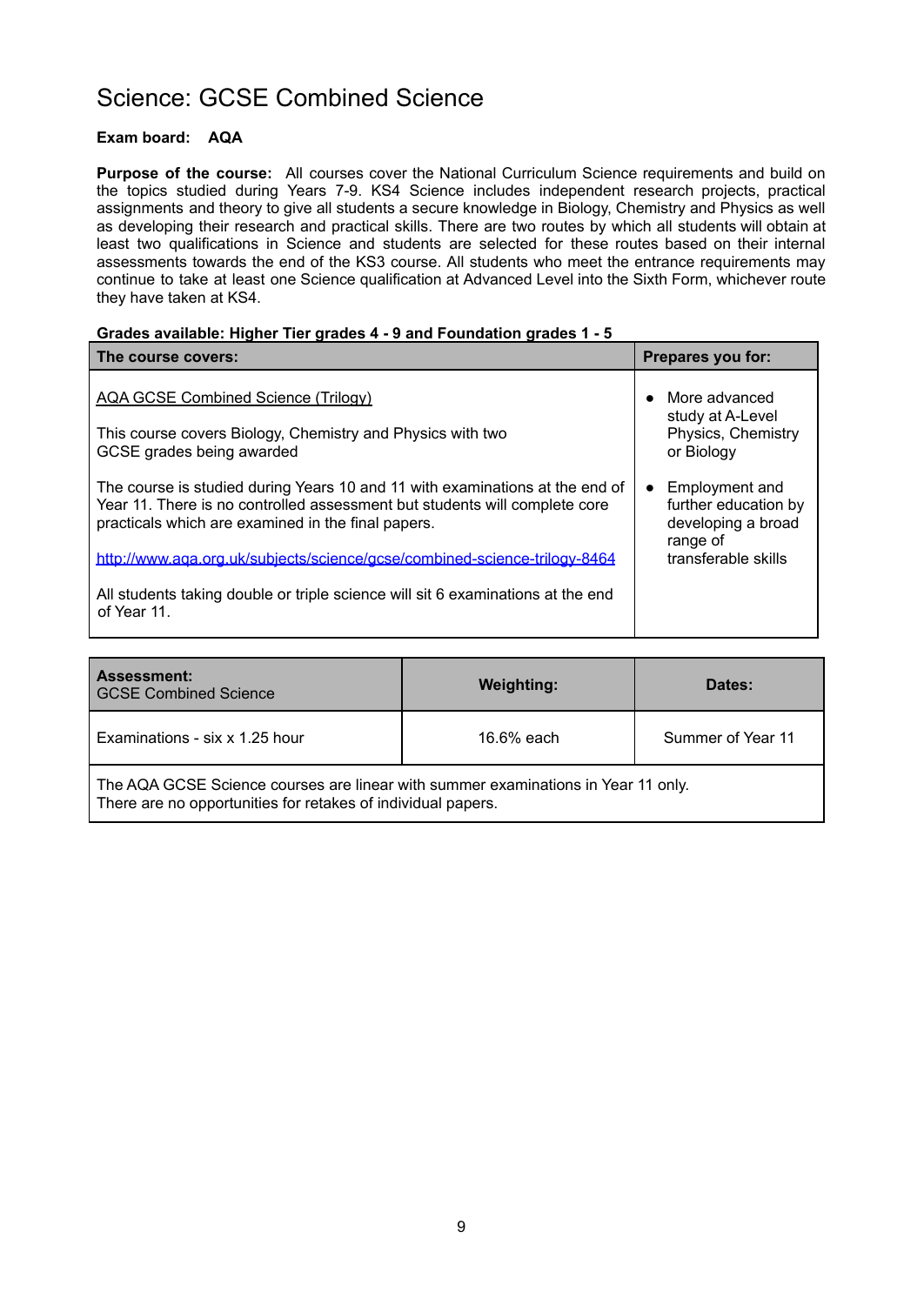# Science: GCSE Combined Science

**Exam board: AQA**

**Purpose of the course:** All courses cover the National Curriculum Science requirements and build on the topics studied during Years 7-9. KS4 Science includes independent research projects, practical assignments and theory to give all students a secure knowledge in Biology, Chemistry and Physics as well as developing their research and practical skills. There are two routes by which all students will obtain at least two qualifications in Science and students are selected for these routes based on their internal assessments towards the end of the KS3 course. All students who meet the entrance requirements may continue to take at least one Science qualification at Advanced Level into the Sixth Form, whichever route they have taken at KS4.

**Grades available: Higher Tier grades 4 - 9 and Foundation grades 1 - 5**

| The course covers: | Prepares you for: |
|---|---|
| AQA GCSE Combined Science (Trilogy)<br><br>This course covers Biology, Chemistry and Physics with two GCSE grades being awarded<br><br>The course is studied during Years 10 and 11 with examinations at the end of Year 11. There is no controlled assessment but students will complete core practicals which are examined in the final papers.<br><br>http://www.aqa.org.uk/subjects/science/gcse/combined-science-trilogy-8464<br><br>All students taking double or triple science will sit 6 examinations at the end of Year 11. | • More advanced study at A-Level Physics, Chemistry or Biology<br><br>• Employment and further education by developing a broad range of transferable skills |

| **Assessment:** GCSE Combined Science | **Weighting:** | **Dates:** |
|---|---|---|
| Examinations - six x 1.25 hour | 16.6% each | Summer of Year 11 |
| The AQA GCSE Science courses are linear with summer examinations in Year 11 only. There are no opportunities for retakes of individual papers. | | |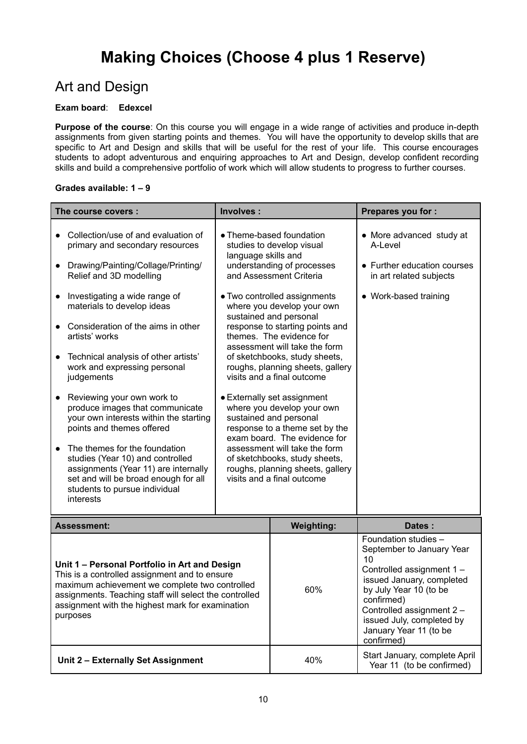# Making Choices (Choose 4 plus 1 Reserve)

## Art and Design

**Exam board**: **Edexcel**

**Purpose of the course**: On this course you will engage in a wide range of activities and produce in-depth assignments from given starting points and themes. You will have the opportunity to develop skills that are specific to Art and Design and skills that will be useful for the rest of your life. This course encourages students to adopt adventurous and enquiring approaches to Art and Design, develop confident recording skills and build a comprehensive portfolio of work which will allow students to progress to further courses.

**Grades available: 1 – 9**

| The course covers : | Involves : | Prepares you for : |
|---|---|---|
| • Collection/use of and evaluation of primary and secondary resources<br>• Drawing/Painting/Collage/Printing/ Relief and 3D modelling<br>• Investigating a wide range of materials to develop ideas<br>• Consideration of the aims in other artists' works<br>• Technical analysis of other artists' work and expressing personal judgements<br>• Reviewing your own work to produce images that communicate your own interests within the starting points and themes offered<br>• The themes for the foundation studies (Year 10) and controlled assignments (Year 11) are internally set and will be broad enough for all students to pursue individual interests | • Theme-based foundation studies to develop visual language skills and understanding of processes and Assessment Criteria<br>• Two controlled assignments where you develop your own sustained and personal response to starting points and themes. The evidence for assessment will take the form of sketchbooks, study sheets, roughs, planning sheets, gallery visits and a final outcome<br>• Externally set assignment where you develop your own sustained and personal response to a theme set by the exam board. The evidence for assessment will take the form of sketchbooks, study sheets, roughs, planning sheets, gallery visits and a final outcome | • More advanced study at A-Level<br>• Further education courses in art related subjects<br>• Work-based training |

| Assessment: | Weighting: | Dates : |
|---|---|---|
| **Unit 1 – Personal Portfolio in Art and Design**<br>This is a controlled assignment and to ensure maximum achievement we complete two controlled assignments. Teaching staff will select the controlled assignment with the highest mark for examination purposes | 60% | Foundation studies – September to January Year 10<br>Controlled assignment 1 – issued January, completed by July Year 10 (to be confirmed)<br>Controlled assignment 2 – issued July, completed by January Year 11 (to be confirmed) |
| **Unit 2 – Externally Set Assignment** | 40% | Start January, complete April Year 11 (to be confirmed) |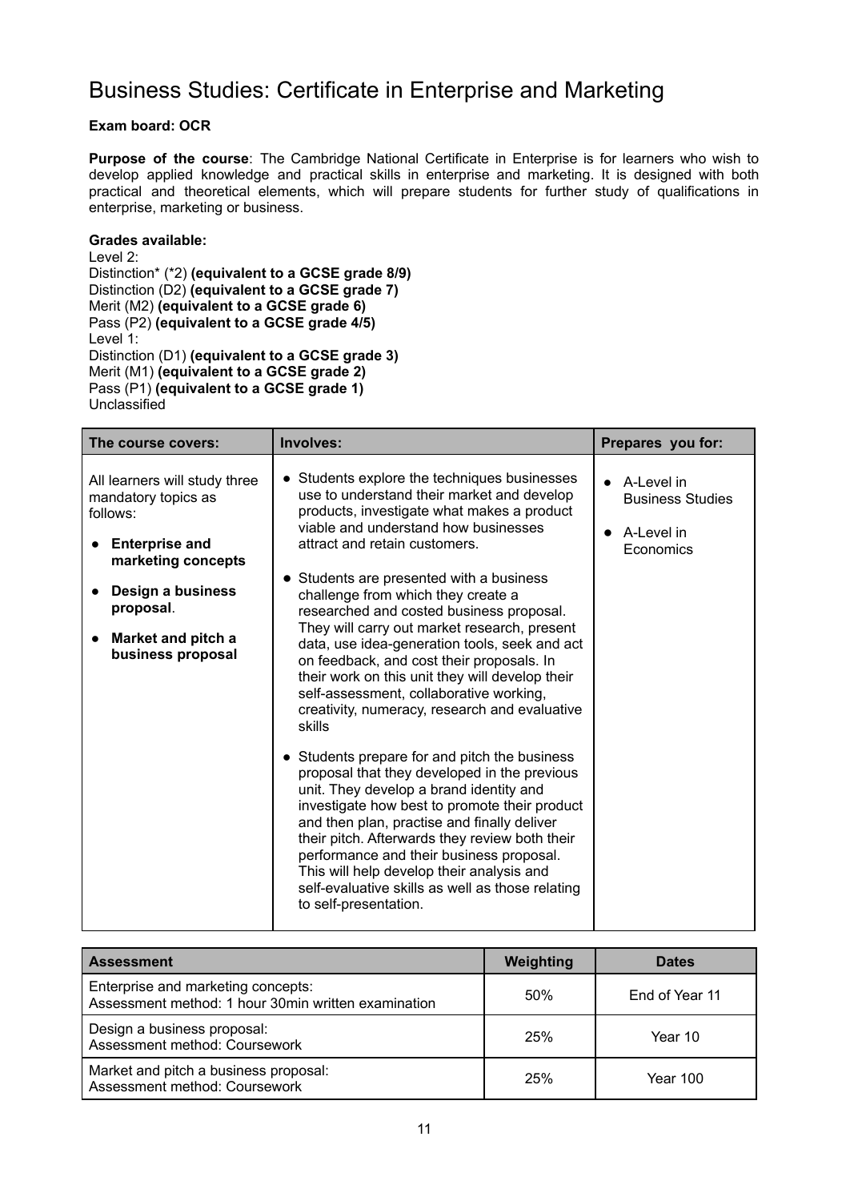# Business Studies: Certificate in Enterprise and Marketing

**Exam board: OCR**

**Purpose of the course**: The Cambridge National Certificate in Enterprise is for learners who wish to develop applied knowledge and practical skills in enterprise and marketing. It is designed with both practical and theoretical elements, which will prepare students for further study of qualifications in enterprise, marketing or business.

**Grades available:**
Level 2:
Distinction* (*2) **(equivalent to a GCSE grade 8/9)**
Distinction (D2) **(equivalent to a GCSE grade 7)**
Merit (M2) **(equivalent to a GCSE grade 6)**
Pass (P2) **(equivalent to a GCSE grade 4/5)**
Level 1:
Distinction (D1) **(equivalent to a GCSE grade 3)**
Merit (M1) **(equivalent to a GCSE grade 2)**
Pass (P1) **(equivalent to a GCSE grade 1)**
Unclassified

| The course covers: | Involves: | Prepares you for: |
| --- | --- | --- |
| All learners will study three mandatory topics as follows:<br>• **Enterprise and marketing concepts**<br>• **Design a business proposal**.<br>• **Market and pitch a business proposal** | • Students explore the techniques businesses use to understand their market and develop products, investigate what makes a product viable and understand how businesses attract and retain customers.<br>• Students are presented with a business challenge from which they create a researched and costed business proposal. They will carry out market research, present data, use idea-generation tools, seek and act on feedback, and cost their proposals. In their work on this unit they will develop their self-assessment, collaborative working, creativity, numeracy, research and evaluative skills<br>• Students prepare for and pitch the business proposal that they developed in the previous unit. They develop a brand identity and investigate how best to promote their product and then plan, practise and finally deliver their pitch. Afterwards they review both their performance and their business proposal. This will help develop their analysis and self-evaluative skills as well as those relating to self-presentation. | • A-Level in Business Studies<br>• A-Level in Economics |

| Assessment | Weighting | Dates |
| --- | --- | --- |
| Enterprise and marketing concepts:<br>Assessment method: 1 hour 30min written examination | 50% | End of Year 11 |
| Design a business proposal:<br>Assessment method: Coursework | 25% | Year 10 |
| Market and pitch a business proposal:<br>Assessment method: Coursework | 25% | Year 100 |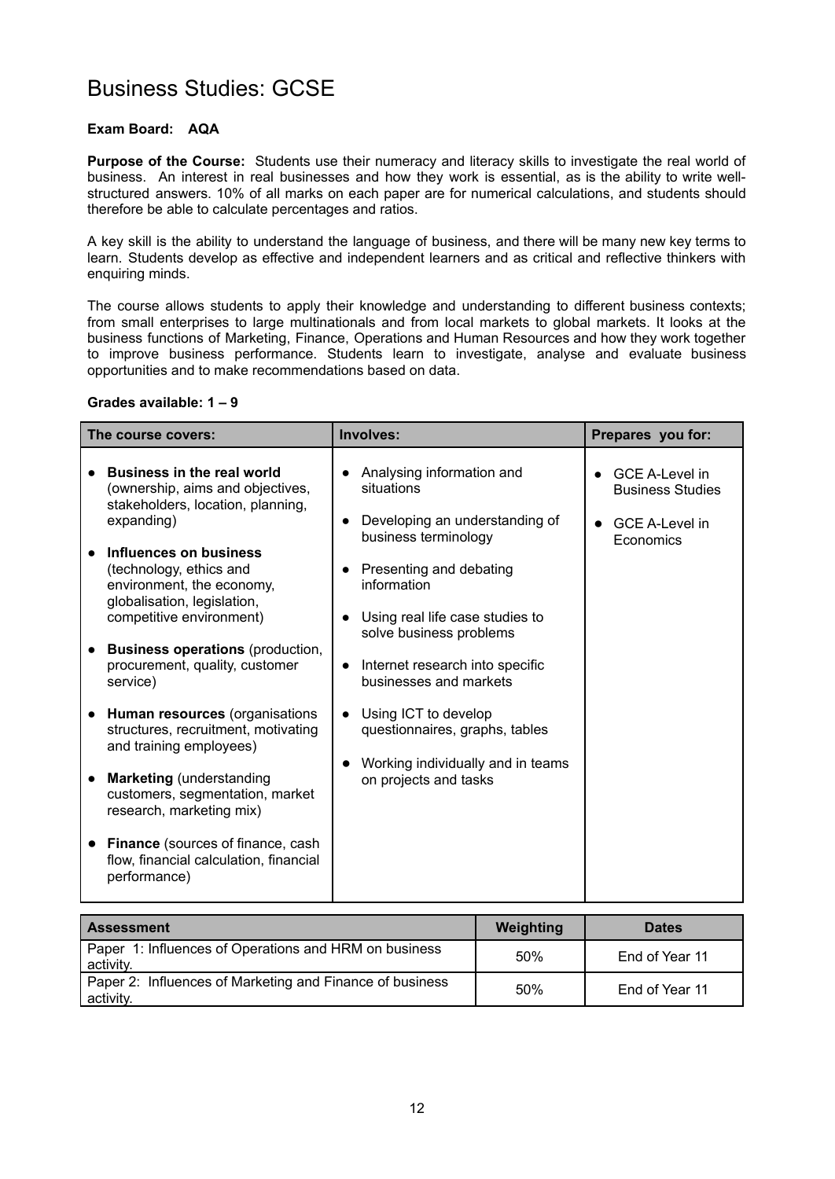# Business Studies: GCSE

**Exam Board: AQA**

**Purpose of the Course:** Students use their numeracy and literacy skills to investigate the real world of business. An interest in real businesses and how they work is essential, as is the ability to write well-structured answers. 10% of all marks on each paper are for numerical calculations, and students should therefore be able to calculate percentages and ratios.

A key skill is the ability to understand the language of business, and there will be many new key terms to learn. Students develop as effective and independent learners and as critical and reflective thinkers with enquiring minds.

The course allows students to apply their knowledge and understanding to different business contexts; from small enterprises to large multinationals and from local markets to global markets. It looks at the business functions of Marketing, Finance, Operations and Human Resources and how they work together to improve business performance. Students learn to investigate, analyse and evaluate business opportunities and to make recommendations based on data.

**Grades available: 1 – 9**

| The course covers: | Involves: | Prepares you for: |
|---|---|---|
| • **Business in the real world** (ownership, aims and objectives, stakeholders, location, planning, expanding)<br>• **Influences on business** (technology, ethics and environment, the economy, globalisation, legislation, competitive environment)<br>• **Business operations** (production, procurement, quality, customer service)<br>• **Human resources** (organisations structures, recruitment, motivating and training employees)<br>• **Marketing** (understanding customers, segmentation, market research, marketing mix)<br>• **Finance** (sources of finance, cash flow, financial calculation, financial performance) | • Analysing information and situations<br>• Developing an understanding of business terminology<br>• Presenting and debating information<br>• Using real life case studies to solve business problems<br>• Internet research into specific businesses and markets<br>• Using ICT to develop questionnaires, graphs, tables<br>• Working individually and in teams on projects and tasks | • GCE A-Level in Business Studies<br>• GCE A-Level in Economics |

| Assessment | Weighting | Dates |
|---|---|---|
| Paper 1: Influences of Operations and HRM on business activity. | 50% | End of Year 11 |
| Paper 2: Influences of Marketing and Finance of business activity. | 50% | End of Year 11 |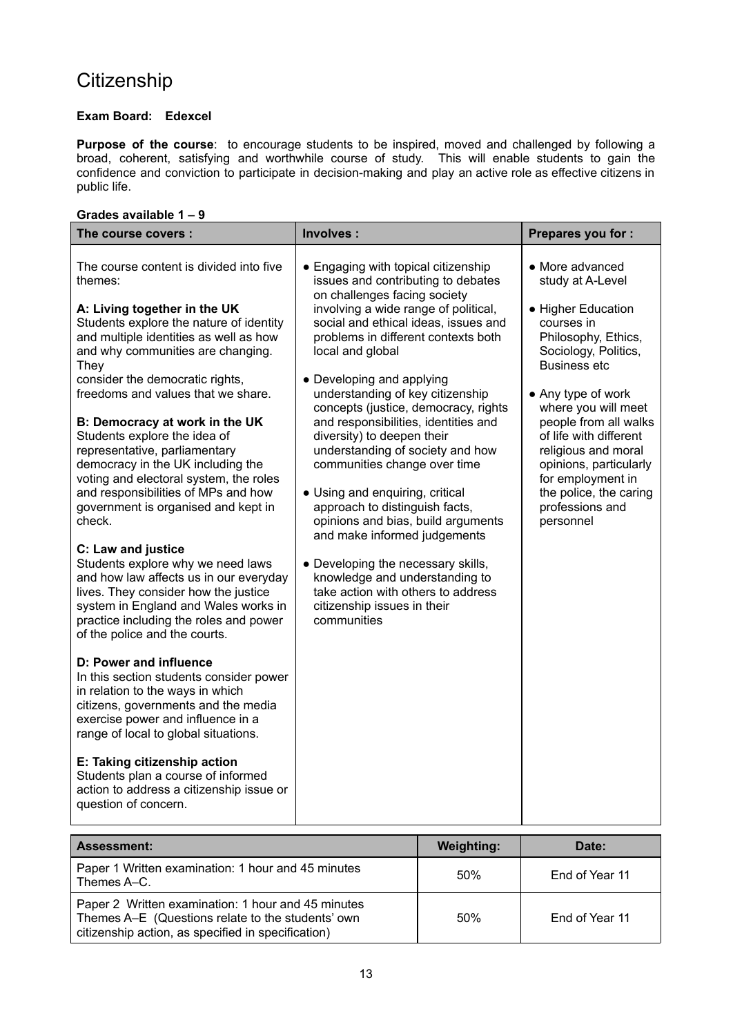# Citizenship

**Exam Board: Edexcel**

**Purpose of the course**: to encourage students to be inspired, moved and challenged by following a broad, coherent, satisfying and worthwhile course of study. This will enable students to gain the confidence and conviction to participate in decision-making and play an active role as effective citizens in public life.

**Grades available 1 – 9**

| The course covers : | Involves : | Prepares you for : |
|---|---|---|
| The course content is divided into five themes:<br><br>**A: Living together in the UK**<br>Students explore the nature of identity and multiple identities as well as how and why communities are changing. They consider the democratic rights, freedoms and values that we share.<br><br>**B: Democracy at work in the UK**<br>Students explore the idea of representative, parliamentary democracy in the UK including the voting and electoral system, the roles and responsibilities of MPs and how government is organised and kept in check.<br><br>**C: Law and justice**<br>Students explore why we need laws and how law affects us in our everyday lives. They consider how the justice system in England and Wales works in practice including the roles and power of the police and the courts.<br><br>**D: Power and influence**<br>In this section students consider power in relation to the ways in which citizens, governments and the media exercise power and influence in a range of local to global situations.<br><br>**E: Taking citizenship action**<br>Students plan a course of informed action to address a citizenship issue or question of concern. | ● Engaging with topical citizenship issues and contributing to debates on challenges facing society involving a wide range of political, social and ethical ideas, issues and problems in different contexts both local and global<br><br>● Developing and applying understanding of key citizenship concepts (justice, democracy, rights and responsibilities, identities and diversity) to deepen their understanding of society and how communities change over time<br><br>● Using and enquiring, critical approach to distinguish facts, opinions and bias, build arguments and make informed judgements<br><br>● Developing the necessary skills, knowledge and understanding to take action with others to address citizenship issues in their communities | ● More advanced study at A-Level<br><br>● Higher Education courses in Philosophy, Ethics, Sociology, Politics, Business etc<br><br>● Any type of work where you will meet people from all walks of life with different religious and moral opinions, particularly for employment in the police, the caring professions and personnel |

| Assessment: | Weighting: | Date: |
|---|---|---|
| Paper 1 Written examination: 1 hour and 45 minutes Themes A–C. | 50% | End of Year 11 |
| Paper 2 Written examination: 1 hour and 45 minutes Themes A–E (Questions relate to the students' own citizenship action, as specified in specification) | 50% | End of Year 11 |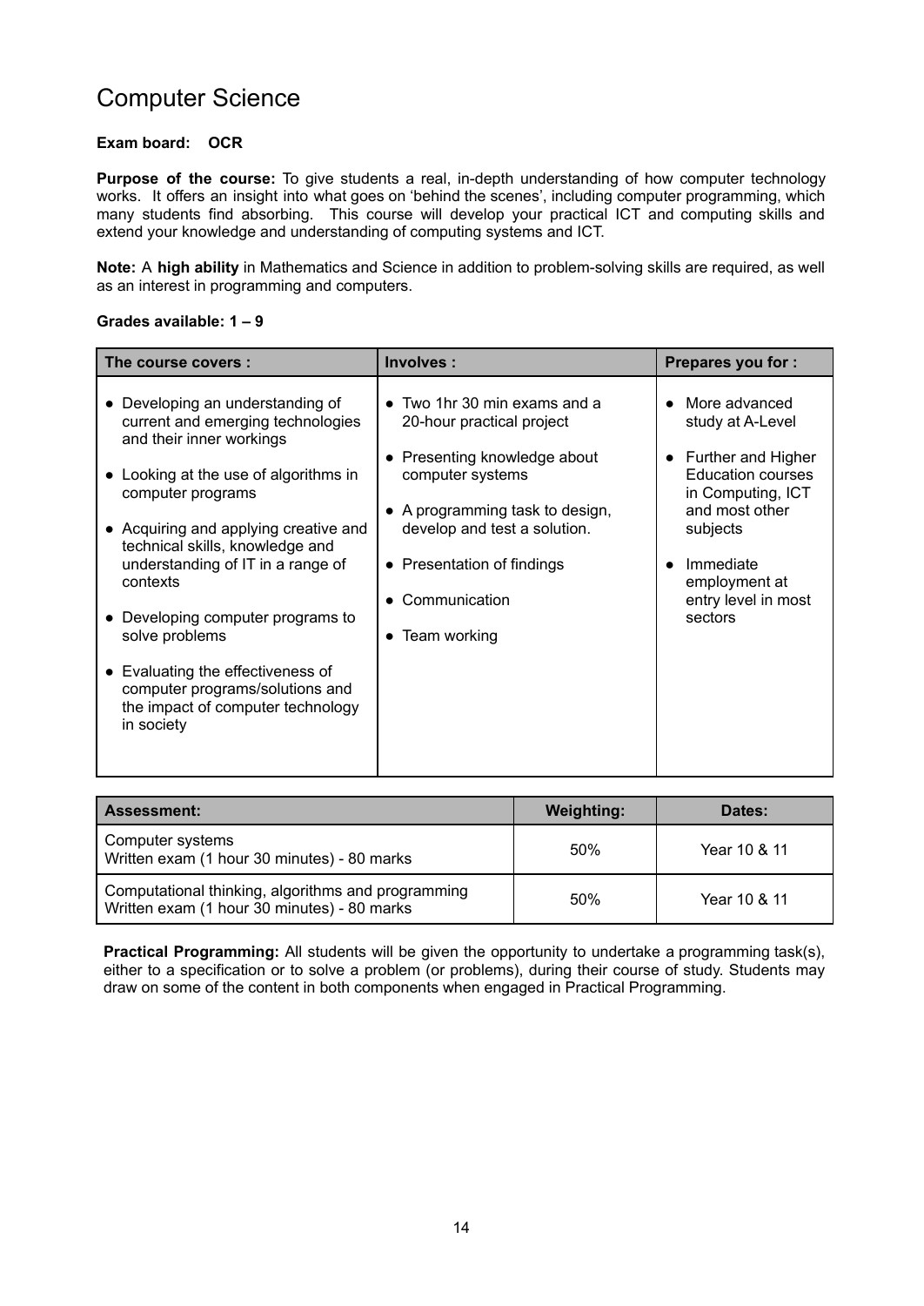# Computer Science

**Exam board: OCR**

**Purpose of the course:** To give students a real, in-depth understanding of how computer technology works. It offers an insight into what goes on 'behind the scenes', including computer programming, which many students find absorbing. This course will develop your practical ICT and computing skills and extend your knowledge and understanding of computing systems and ICT.

**Note:** A **high ability** in Mathematics and Science in addition to problem-solving skills are required, as well as an interest in programming and computers.

**Grades available: 1 – 9**

| The course covers : | Involves : | Prepares you for : |
|---|---|---|
| • Developing an understanding of current and emerging technologies and their inner workings<br>• Looking at the use of algorithms in computer programs<br>• Acquiring and applying creative and technical skills, knowledge and understanding of IT in a range of contexts<br>• Developing computer programs to solve problems<br>• Evaluating the effectiveness of computer programs/solutions and the impact of computer technology in society | • Two 1hr 30 min exams and a 20-hour practical project<br>• Presenting knowledge about computer systems<br>• A programming task to design, develop and test a solution.<br>• Presentation of findings<br>• Communication<br>• Team working | • More advanced study at A-Level<br>• Further and Higher Education courses in Computing, ICT and most other subjects<br>• Immediate employment at entry level in most sectors |

| Assessment: | Weighting: | Dates: |
|---|---|---|
| Computer systems<br>Written exam (1 hour 30 minutes) - 80 marks | 50% | Year 10 & 11 |
| Computational thinking, algorithms and programming<br>Written exam (1 hour 30 minutes) - 80 marks | 50% | Year 10 & 11 |

**Practical Programming:** All students will be given the opportunity to undertake a programming task(s), either to a specification or to solve a problem (or problems), during their course of study. Students may draw on some of the content in both components when engaged in Practical Programming.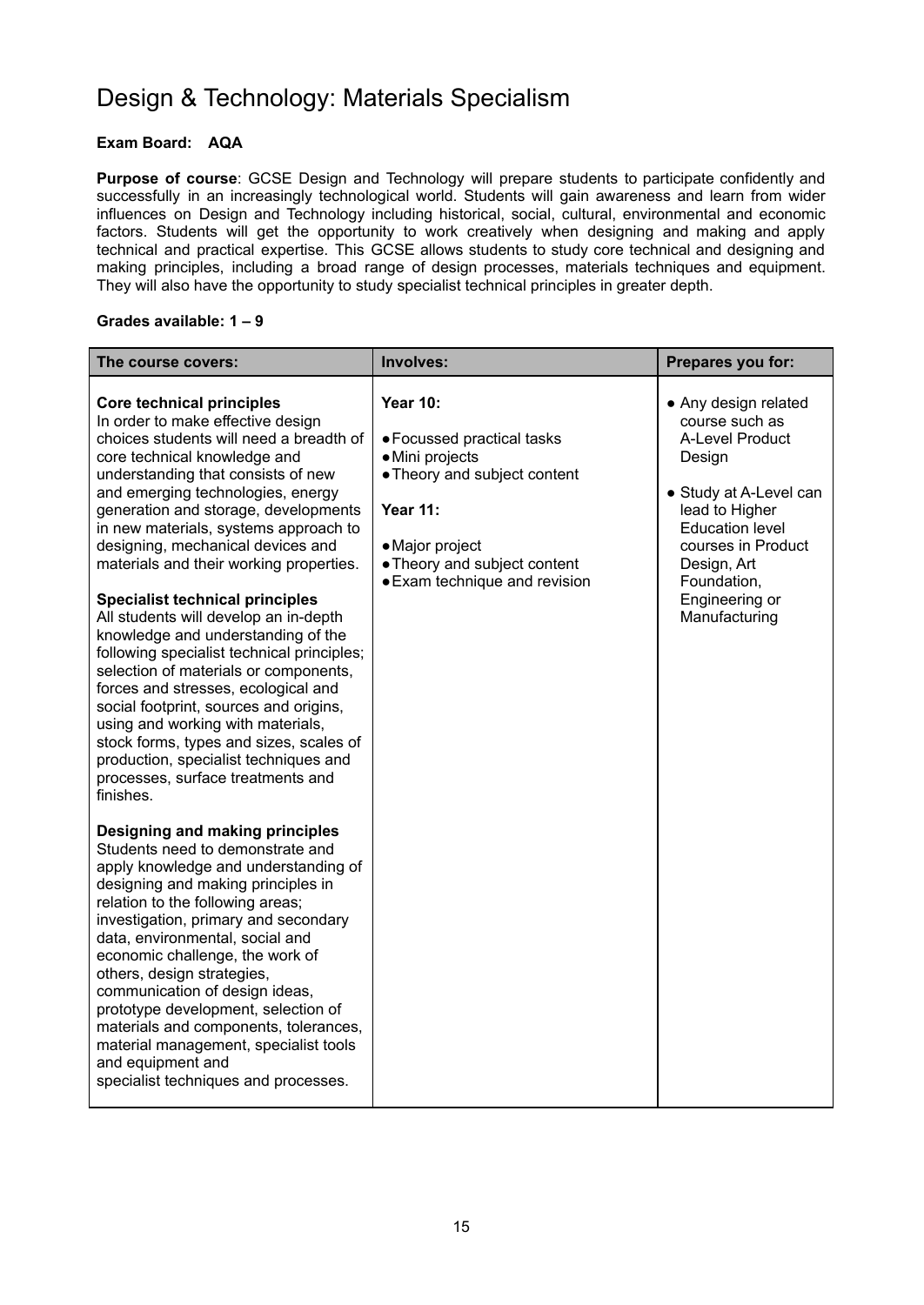# Design & Technology: Materials Specialism

**Exam Board: AQA**

**Purpose of course**: GCSE Design and Technology will prepare students to participate confidently and successfully in an increasingly technological world. Students will gain awareness and learn from wider influences on Design and Technology including historical, social, cultural, environmental and economic factors. Students will get the opportunity to work creatively when designing and making and apply technical and practical expertise. This GCSE allows students to study core technical and designing and making principles, including a broad range of design processes, materials techniques and equipment. They will also have the opportunity to study specialist technical principles in greater depth.

**Grades available: 1 – 9**

| The course covers: | Involves: | Prepares you for: |
|---|---|---|
| **Core technical principles**<br>In order to make effective design choices students will need a breadth of core technical knowledge and understanding that consists of new and emerging technologies, energy generation and storage, developments in new materials, systems approach to designing, mechanical devices and materials and their working properties.<br><br>**Specialist technical principles**<br>All students will develop an in-depth knowledge and understanding of the following specialist technical principles; selection of materials or components, forces and stresses, ecological and social footprint, sources and origins, using and working with materials, stock forms, types and sizes, scales of production, specialist techniques and processes, surface treatments and finishes.<br><br>**Designing and making principles**<br>Students need to demonstrate and apply knowledge and understanding of designing and making principles in relation to the following areas; investigation, primary and secondary data, environmental, social and economic challenge, the work of others, design strategies, communication of design ideas, prototype development, selection of materials and components, tolerances, material management, specialist tools and equipment and specialist techniques and processes. | **Year 10:**<br>• Focussed practical tasks<br>• Mini projects<br>• Theory and subject content<br><br>**Year 11:**<br>• Major project<br>• Theory and subject content<br>• Exam technique and revision | • Any design related course such as A-Level Product Design<br><br>• Study at A-Level can lead to Higher Education level courses in Product Design, Art Foundation, Engineering or Manufacturing |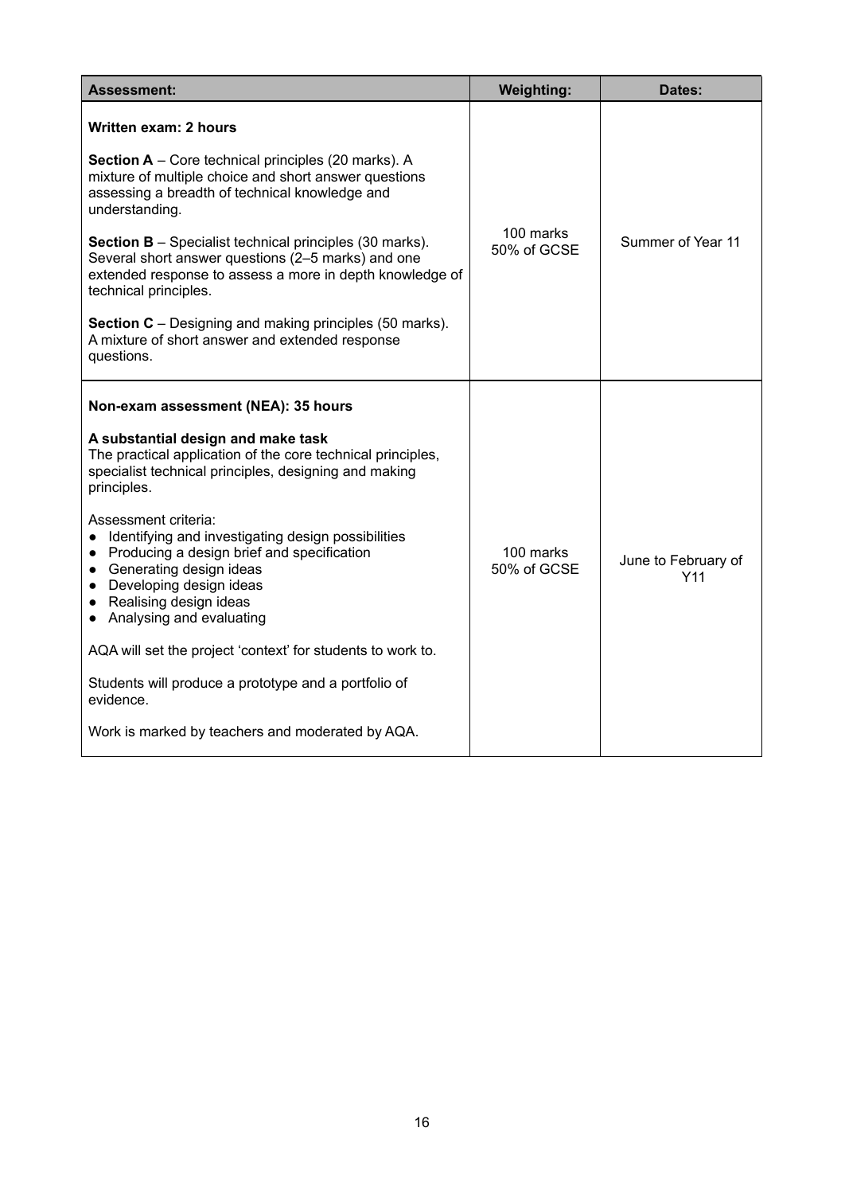| Assessment: | Weighting: | Dates: |
|---|---|---|
| **Written exam: 2 hours**<br><br>**Section A** – Core technical principles (20 marks). A mixture of multiple choice and short answer questions assessing a breadth of technical knowledge and understanding.<br><br>**Section B** – Specialist technical principles (30 marks). Several short answer questions (2–5 marks) and one extended response to assess a more in depth knowledge of technical principles.<br><br>**Section C** – Designing and making principles (50 marks). A mixture of short answer and extended response questions. | 100 marks<br>50% of GCSE | Summer of Year 11 |
| **Non-exam assessment (NEA): 35 hours**<br><br>**A substantial design and make task**<br>The practical application of the core technical principles, specialist technical principles, designing and making principles.<br><br>Assessment criteria:<br>● Identifying and investigating design possibilities<br>● Producing a design brief and specification<br>● Generating design ideas<br>● Developing design ideas<br>● Realising design ideas<br>● Analysing and evaluating<br><br>AQA will set the project 'context' for students to work to.<br><br>Students will produce a prototype and a portfolio of evidence.<br><br>Work is marked by teachers and moderated by AQA. | 100 marks<br>50% of GCSE | June to February of Y11 |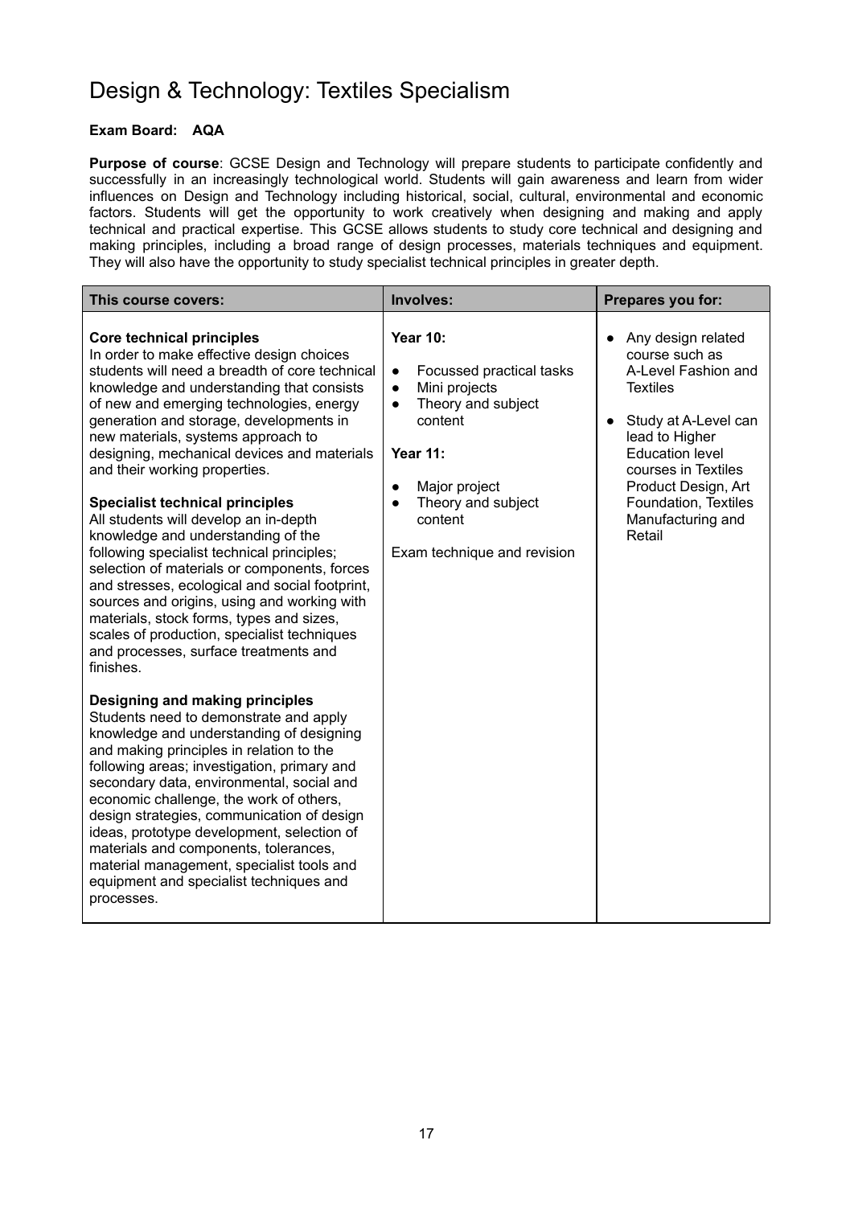# Design & Technology: Textiles Specialism

**Exam Board: AQA**

**Purpose of course**: GCSE Design and Technology will prepare students to participate confidently and successfully in an increasingly technological world. Students will gain awareness and learn from wider influences on Design and Technology including historical, social, cultural, environmental and economic factors. Students will get the opportunity to work creatively when designing and making and apply technical and practical expertise. This GCSE allows students to study core technical and designing and making principles, including a broad range of design processes, materials techniques and equipment. They will also have the opportunity to study specialist technical principles in greater depth.

| This course covers: | Involves: | Prepares you for: |
|---|---|---|
| **Core technical principles**<br>In order to make effective design choices students will need a breadth of core technical knowledge and understanding that consists of new and emerging technologies, energy generation and storage, developments in new materials, systems approach to designing, mechanical devices and materials and their working properties.<br><br>**Specialist technical principles**<br>All students will develop an in-depth knowledge and understanding of the following specialist technical principles; selection of materials or components, forces and stresses, ecological and social footprint, sources and origins, using and working with materials, stock forms, types and sizes, scales of production, specialist techniques and processes, surface treatments and finishes.<br><br>**Designing and making principles**<br>Students need to demonstrate and apply knowledge and understanding of designing and making principles in relation to the following areas; investigation, primary and secondary data, environmental, social and economic challenge, the work of others, design strategies, communication of design ideas, prototype development, selection of materials and components, tolerances, material management, specialist tools and equipment and specialist techniques and processes. | **Year 10:**<br>• Focussed practical tasks<br>• Mini projects<br>• Theory and subject content<br><br>**Year 11:**<br>• Major project<br>• Theory and subject content<br><br>Exam technique and revision | • Any design related course such as A-Level Fashion and Textiles<br>• Study at A-Level can lead to Higher Education level courses in Textiles Product Design, Art Foundation, Textiles Manufacturing and Retail |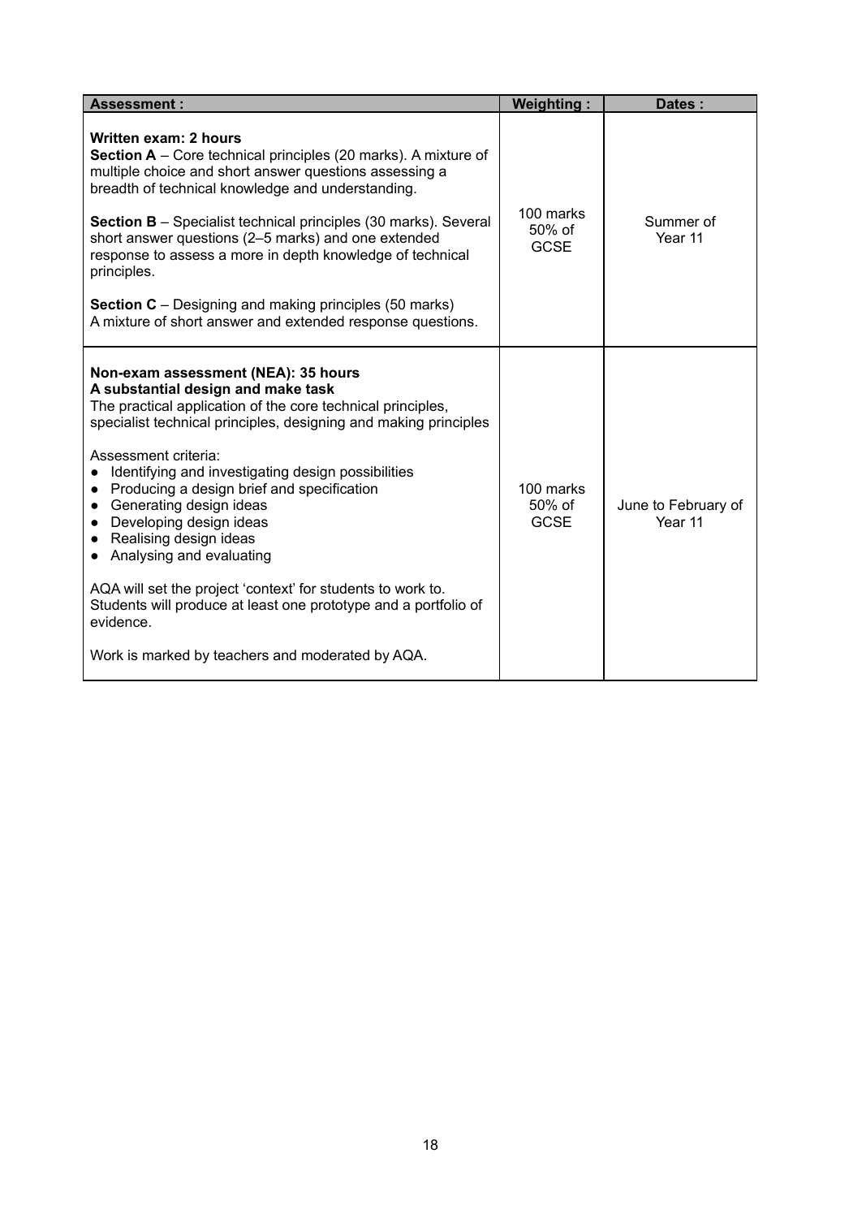| Assessment : | Weighting : | Dates : |
|---|---|---|
| **Written exam: 2 hours**<br>**Section A** – Core technical principles (20 marks). A mixture of multiple choice and short answer questions assessing a breadth of technical knowledge and understanding.<br><br>**Section B** – Specialist technical principles (30 marks). Several short answer questions (2–5 marks) and one extended response to assess a more in depth knowledge of technical principles.<br><br>**Section C** – Designing and making principles (50 marks)<br>A mixture of short answer and extended response questions. | 100 marks<br>50% of GCSE | Summer of Year 11 |
| **Non-exam assessment (NEA): 35 hours**<br>**A substantial design and make task**<br>The practical application of the core technical principles, specialist technical principles, designing and making principles<br><br>Assessment criteria:<br>• Identifying and investigating design possibilities<br>• Producing a design brief and specification<br>• Generating design ideas<br>• Developing design ideas<br>• Realising design ideas<br>• Analysing and evaluating<br><br>AQA will set the project 'context' for students to work to. Students will produce at least one prototype and a portfolio of evidence.<br><br>Work is marked by teachers and moderated by AQA. | 100 marks<br>50% of GCSE | June to February of Year 11 |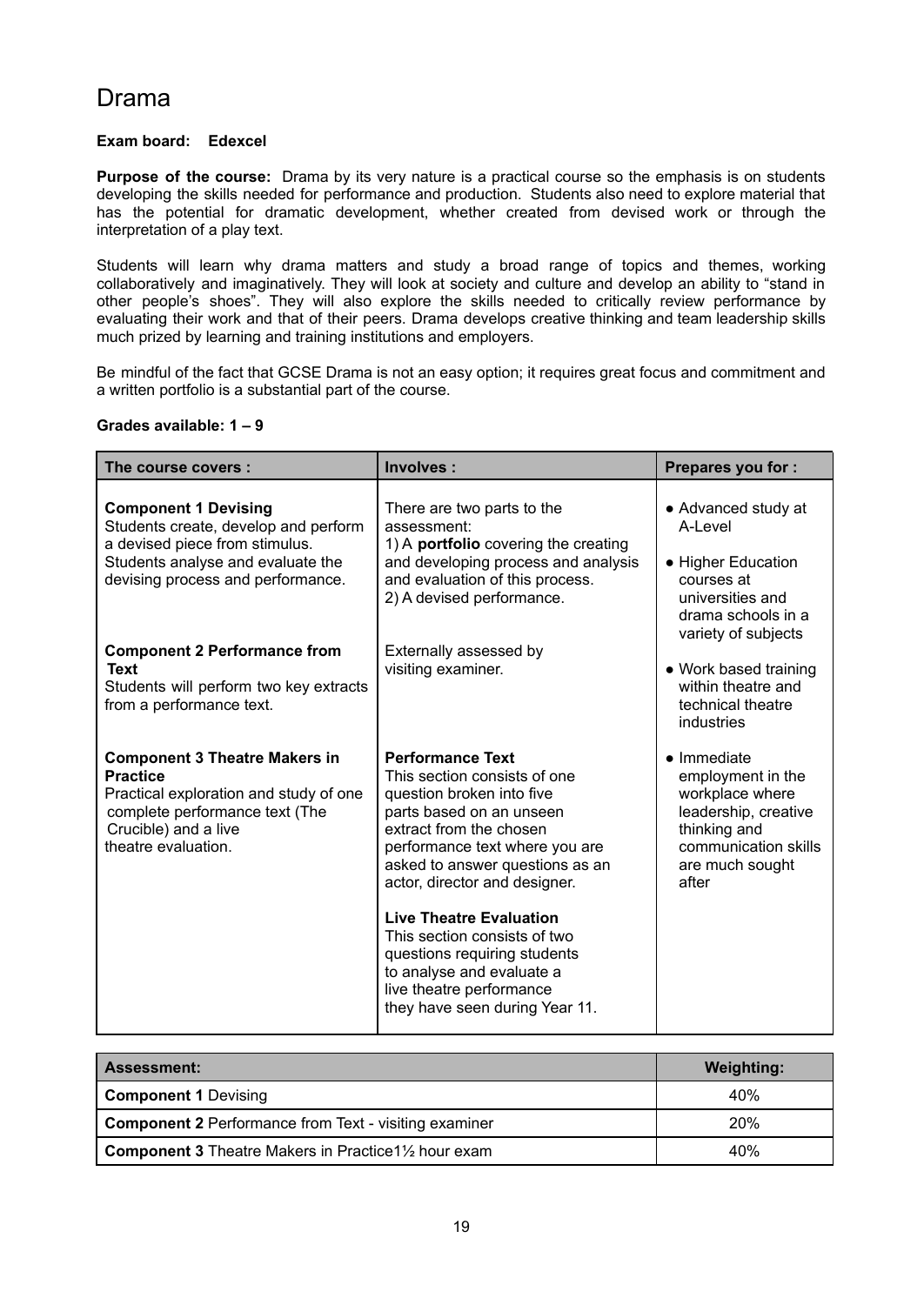# Drama

**Exam board: Edexcel**

**Purpose of the course:** Drama by its very nature is a practical course so the emphasis is on students developing the skills needed for performance and production. Students also need to explore material that has the potential for dramatic development, whether created from devised work or through the interpretation of a play text.

Students will learn why drama matters and study a broad range of topics and themes, working collaboratively and imaginatively. They will look at society and culture and develop an ability to "stand in other people's shoes". They will also explore the skills needed to critically review performance by evaluating their work and that of their peers. Drama develops creative thinking and team leadership skills much prized by learning and training institutions and employers.

Be mindful of the fact that GCSE Drama is not an easy option; it requires great focus and commitment and a written portfolio is a substantial part of the course.

**Grades available: 1 – 9**

| The course covers : | Involves : | Prepares you for : |
|---|---|---|
| **Component 1 Devising**<br>Students create, develop and perform a devised piece from stimulus.<br>Students analyse and evaluate the devising process and performance. | There are two parts to the assessment:<br>1) A **portfolio** covering the creating and developing process and analysis and evaluation of this process.<br>2) A devised performance. | ● Advanced study at A-Level<br>● Higher Education courses at universities and drama schools in a variety of subjects |
| **Component 2 Performance from Text**<br>Students will perform two key extracts from a performance text. | Externally assessed by visiting examiner. | ● Work based training within theatre and technical theatre industries |
| **Component 3 Theatre Makers in Practice**<br>Practical exploration and study of one complete performance text (The Crucible) and a live theatre evaluation. | **Performance Text**<br>This section consists of one question broken into five parts based on an unseen extract from the chosen performance text where you are asked to answer questions as an actor, director and designer.<br><br>**Live Theatre Evaluation**<br>This section consists of two questions requiring students to analyse and evaluate a live theatre performance they have seen during Year 11. | ● Immediate employment in the workplace where leadership, creative thinking and communication skills are much sought after |

| Assessment: | Weighting: |
|---|---|
| **Component 1** Devising | 40% |
| **Component 2** Performance from Text - visiting examiner | 20% |
| **Component 3** Theatre Makers in Practice1½ hour exam | 40% |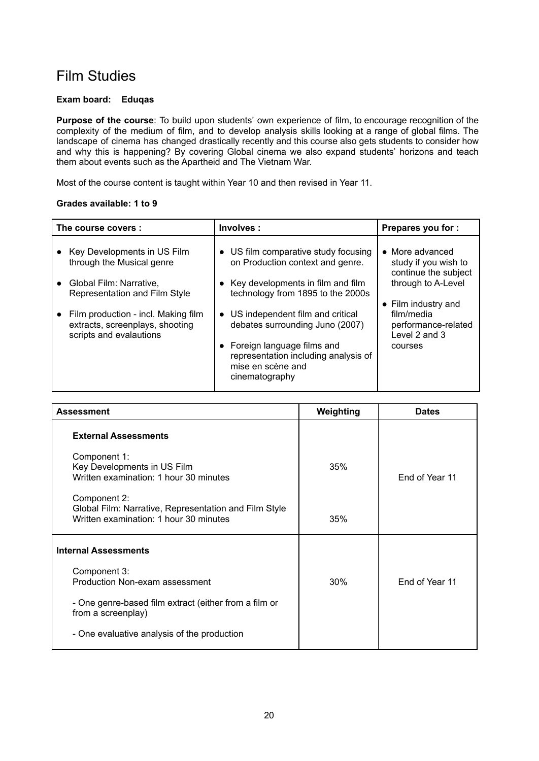# Film Studies

**Exam board: Eduqas**

**Purpose of the course**: To build upon students' own experience of film, to encourage recognition of the complexity of the medium of film, and to develop analysis skills looking at a range of global films. The landscape of cinema has changed drastically recently and this course also gets students to consider how and why this is happening? By covering Global cinema we also expand students' horizons and teach them about events such as the Apartheid and The Vietnam War.

Most of the course content is taught within Year 10 and then revised in Year 11.

**Grades available: 1 to 9**

| The course covers : | Involves : | Prepares you for : |
|---|---|---|
| • Key Developments in US Film through the Musical genre<br>• Global Film: Narrative, Representation and Film Style<br>• Film production - incl. Making film extracts, screenplays, shooting scripts and evalautions | • US film comparative study focusing on Production context and genre.<br>• Key developments in film and film technology from 1895 to the 2000s<br>• US independent film and critical debates surrounding Juno (2007)<br>• Foreign language films and representation including analysis of mise en scène and cinematography | • More advanced study if you wish to continue the subject through to A-Level<br>• Film industry and film/media performance-related Level 2 and 3 courses |

| Assessment | Weighting | Dates |
|---|---|---|
| **External Assessments** | | |
| Component 1:<br>Key Developments in US Film<br>Written examination: 1 hour 30 minutes | 35% | End of Year 11 |
| Component 2:<br>Global Film: Narrative, Representation and Film Style<br>Written examination: 1 hour 30 minutes | 35% | |
| **Internal Assessments** | | |
| Component 3:<br>Production Non-exam assessment<br>- One genre-based film extract (either from a film or from a screenplay)<br>- One evaluative analysis of the production | 30% | End of Year 11 |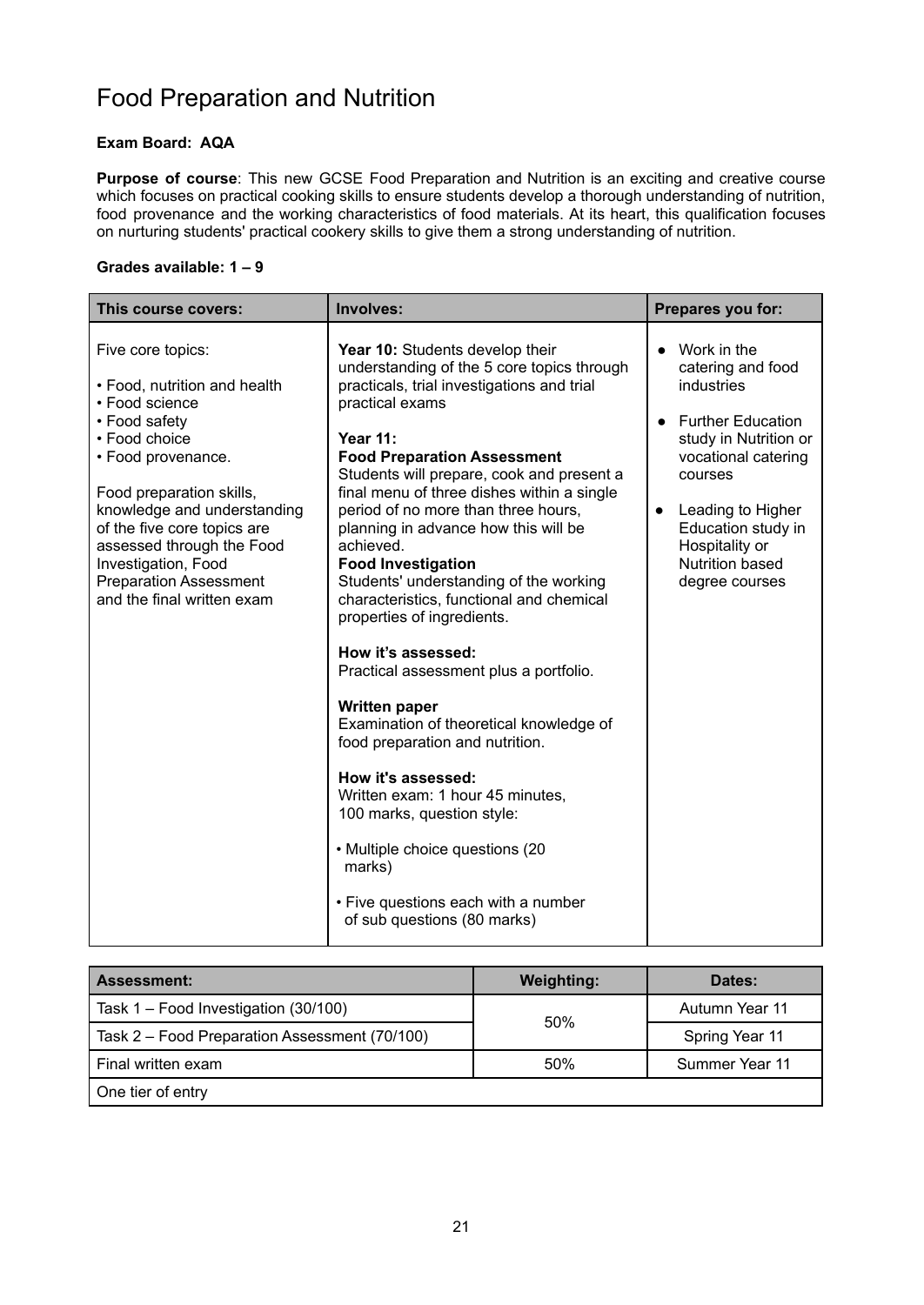# Food Preparation and Nutrition

**Exam Board: AQA**

**Purpose of course**: This new GCSE Food Preparation and Nutrition is an exciting and creative course which focuses on practical cooking skills to ensure students develop a thorough understanding of nutrition, food provenance and the working characteristics of food materials. At its heart, this qualification focuses on nurturing students' practical cookery skills to give them a strong understanding of nutrition.

**Grades available: 1 – 9**

| This course covers: | Involves: | Prepares you for: |
|---|---|---|
| Five core topics:<br><br>• Food, nutrition and health<br>• Food science<br>• Food safety<br>• Food choice<br>• Food provenance.<br><br>Food preparation skills, knowledge and understanding of the five core topics are assessed through the Food Investigation, Food Preparation Assessment and the final written exam | **Year 10:** Students develop their understanding of the 5 core topics through practicals, trial investigations and trial practical exams<br><br>**Year 11:**<br>**Food Preparation Assessment**<br>Students will prepare, cook and present a final menu of three dishes within a single period of no more than three hours, planning in advance how this will be achieved.<br>**Food Investigation**<br>Students' understanding of the working characteristics, functional and chemical properties of ingredients.<br><br>**How it's assessed:**<br>Practical assessment plus a portfolio.<br><br>**Written paper**<br>Examination of theoretical knowledge of food preparation and nutrition.<br><br>**How it's assessed:**<br>Written exam: 1 hour 45 minutes, 100 marks, question style:<br><br>• Multiple choice questions (20 marks)<br><br>• Five questions each with a number of sub questions (80 marks) | • Work in the catering and food industries<br><br>• Further Education study in Nutrition or vocational catering courses<br><br>• Leading to Higher Education study in Hospitality or Nutrition based degree courses |

| Assessment: | Weighting: | Dates: |
|---|---|---|
| Task 1 – Food Investigation (30/100) | 50% | Autumn Year 11 |
| Task 2 – Food Preparation Assessment (70/100) | | Spring Year 11 |
| Final written exam | 50% | Summer Year 11 |
| One tier of entry | | |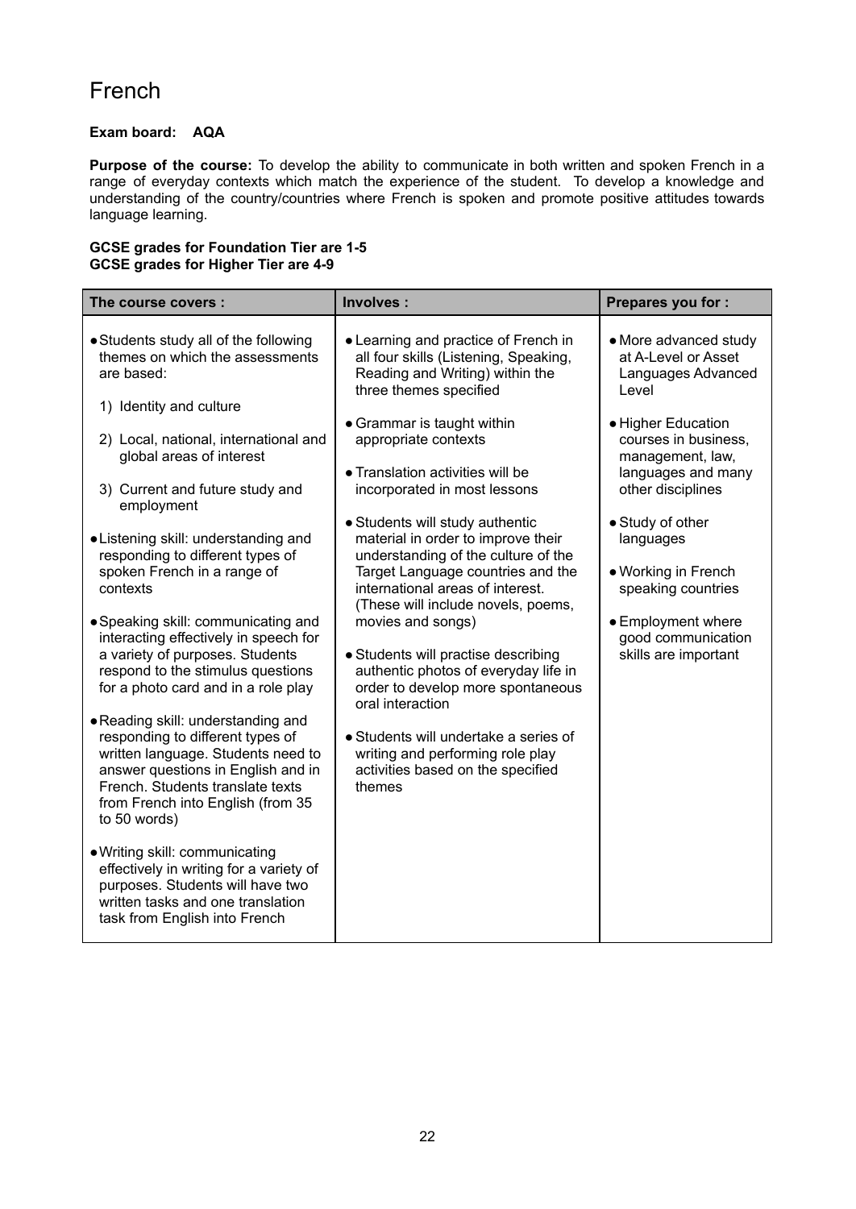# French

**Exam board: AQA**

**Purpose of the course:** To develop the ability to communicate in both written and spoken French in a range of everyday contexts which match the experience of the student. To develop a knowledge and understanding of the country/countries where French is spoken and promote positive attitudes towards language learning.

**GCSE grades for Foundation Tier are 1-5**
**GCSE grades for Higher Tier are 4-9**

| The course covers : | Involves : | Prepares you for : |
|---|---|---|
| • Students study all of the following themes on which the assessments are based:<br>1) Identity and culture<br>2) Local, national, international and global areas of interest<br>3) Current and future study and employment<br>• Listening skill: understanding and responding to different types of spoken French in a range of contexts<br>• Speaking skill: communicating and interacting effectively in speech for a variety of purposes. Students respond to the stimulus questions for a photo card and in a role play<br>• Reading skill: understanding and responding to different types of written language. Students need to answer questions in English and in French. Students translate texts from French into English (from 35 to 50 words)<br>• Writing skill: communicating effectively in writing for a variety of purposes. Students will have two written tasks and one translation task from English into French | • Learning and practice of French in all four skills (Listening, Speaking, Reading and Writing) within the three themes specified<br>• Grammar is taught within appropriate contexts<br>• Translation activities will be incorporated in most lessons<br>• Students will study authentic material in order to improve their understanding of the culture of the Target Language countries and the international areas of interest. (These will include novels, poems, movies and songs)<br>• Students will practise describing authentic photos of everyday life in order to develop more spontaneous oral interaction<br>• Students will undertake a series of writing and performing role play activities based on the specified themes | • More advanced study at A-Level or Asset Languages Advanced Level<br>• Higher Education courses in business, management, law, languages and many other disciplines<br>• Study of other languages<br>• Working in French speaking countries<br>• Employment where good communication skills are important |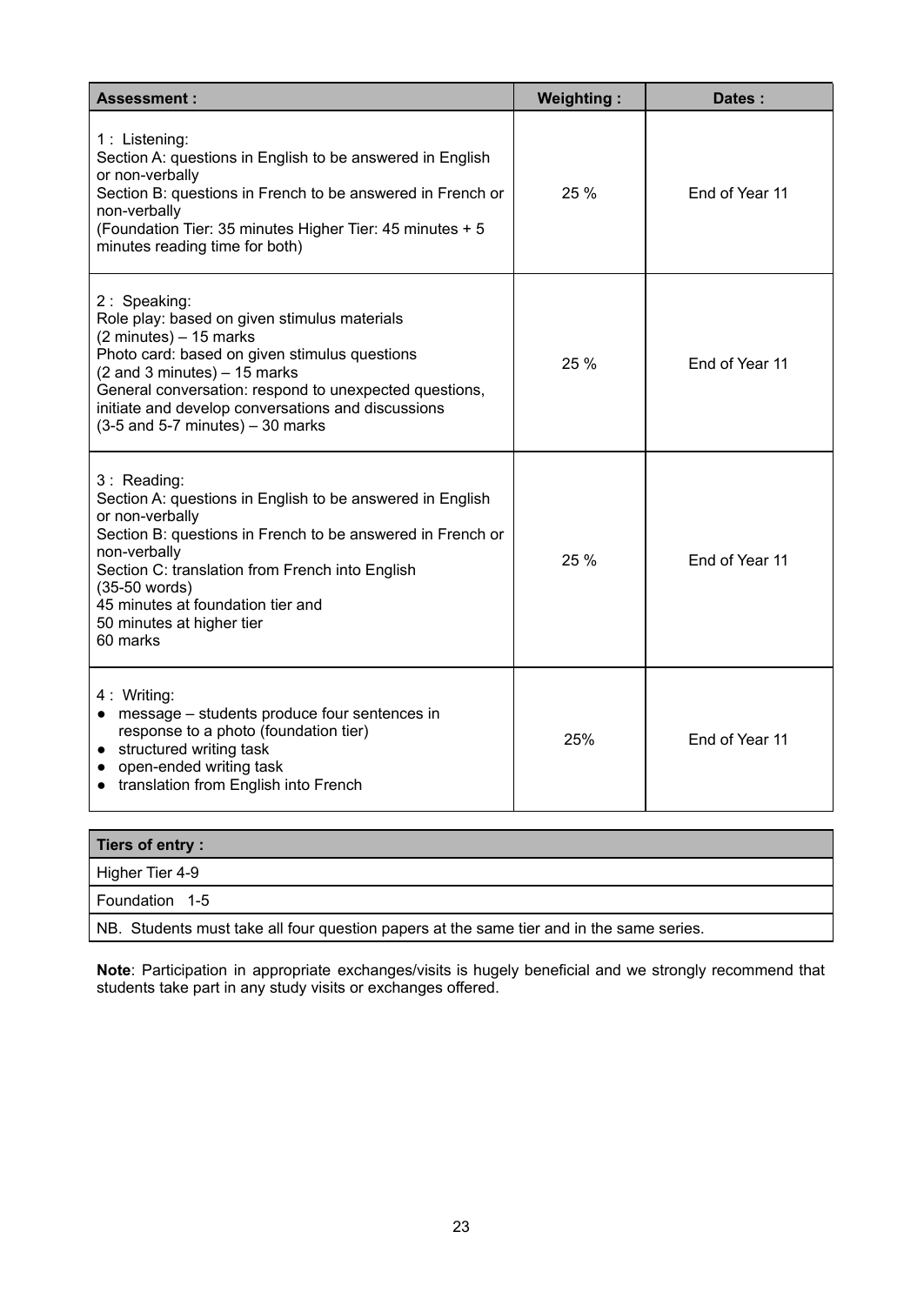| Assessment : | Weighting : | Dates : |
|---|---|---|
| 1 : Listening:<br>Section A: questions in English to be answered in English or non-verbally<br>Section B: questions in French to be answered in French or non-verbally<br>(Foundation Tier: 35 minutes Higher Tier: 45 minutes + 5 minutes reading time for both) | 25 % | End of Year 11 |
| 2 : Speaking:<br>Role play: based on given stimulus materials<br>(2 minutes) – 15 marks<br>Photo card: based on given stimulus questions<br>(2 and 3 minutes) – 15 marks<br>General conversation: respond to unexpected questions, initiate and develop conversations and discussions<br>(3-5 and 5-7 minutes) – 30 marks | 25 % | End of Year 11 |
| 3 : Reading:<br>Section A: questions in English to be answered in English or non-verbally<br>Section B: questions in French to be answered in French or non-verbally<br>Section C: translation from French into English<br>(35-50 words)<br>45 minutes at foundation tier and<br>50 minutes at higher tier<br>60 marks | 25 % | End of Year 11 |
| 4 : Writing:<br>• message – students produce four sentences in response to a photo (foundation tier)<br>• structured writing task<br>• open-ended writing task<br>• translation from English into French | 25% | End of Year 11 |

| Tiers of entry : |
|---|
| Higher Tier 4-9 |
| Foundation 1-5 |
| NB. Students must take all four question papers at the same tier and in the same series. |

**Note**: Participation in appropriate exchanges/visits is hugely beneficial and we strongly recommend that students take part in any study visits or exchanges offered.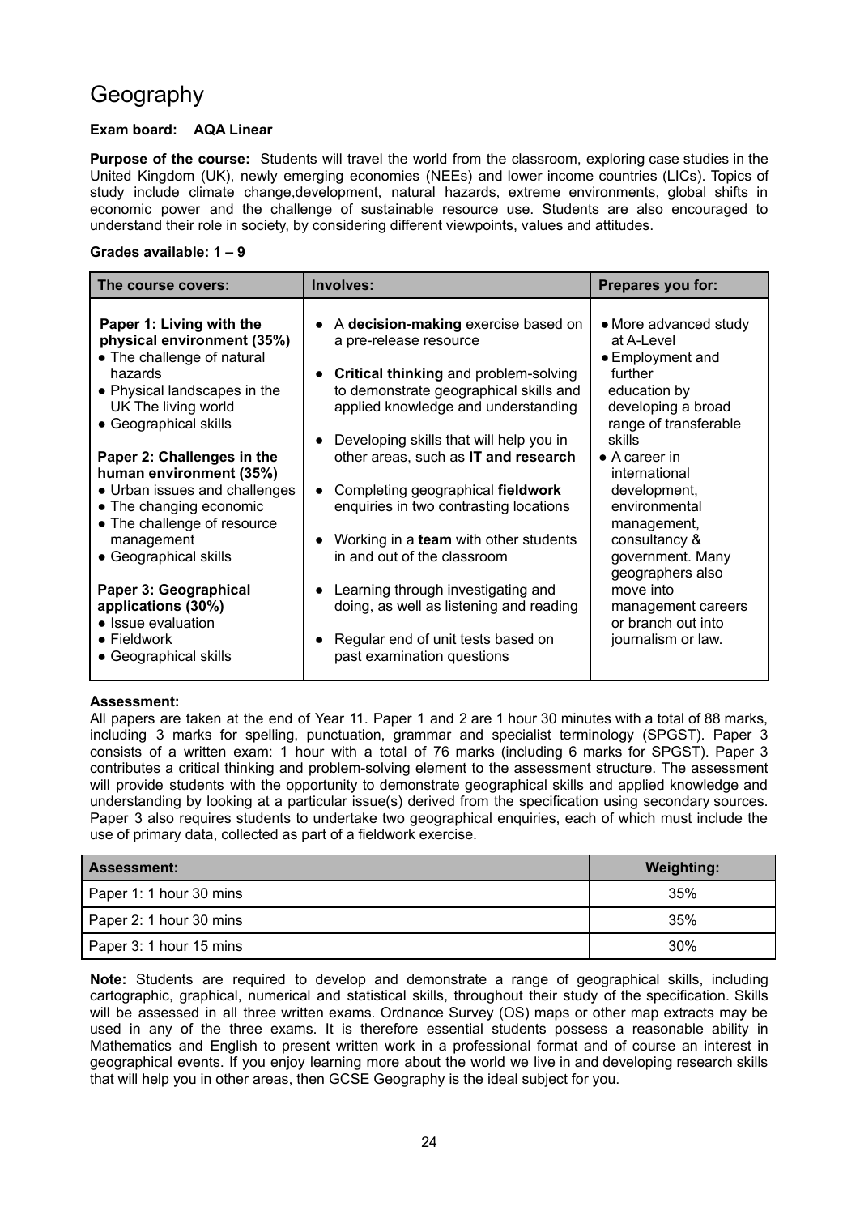# Geography

**Exam board: AQA Linear**

**Purpose of the course:** Students will travel the world from the classroom, exploring case studies in the United Kingdom (UK), newly emerging economies (NEEs) and lower income countries (LICs). Topics of study include climate change,development, natural hazards, extreme environments, global shifts in economic power and the challenge of sustainable resource use. Students are also encouraged to understand their role in society, by considering different viewpoints, values and attitudes.

**Grades available: 1 – 9**

| The course covers: | Involves: | Prepares you for: |
|---|---|---|
| **Paper 1: Living with the physical environment (35%)**<br>• The challenge of natural hazards<br>• Physical landscapes in the UK The living world<br>• Geographical skills<br><br>**Paper 2: Challenges in the human environment (35%)**<br>• Urban issues and challenges<br>• The changing economic<br>• The challenge of resource management<br>• Geographical skills<br><br>**Paper 3: Geographical applications (30%)**<br>• Issue evaluation<br>• Fieldwork<br>• Geographical skills | • A **decision-making** exercise based on a pre-release resource<br><br>• **Critical thinking** and problem-solving to demonstrate geographical skills and applied knowledge and understanding<br><br>• Developing skills that will help you in other areas, such as **IT and research**<br><br>• Completing geographical **fieldwork** enquiries in two contrasting locations<br><br>• Working in a **team** with other students in and out of the classroom<br><br>• Learning through investigating and doing, as well as listening and reading<br><br>• Regular end of unit tests based on past examination questions | • More advanced study at A-Level<br>• Employment and further education by developing a broad range of transferable skills<br>• A career in international development, environmental management, consultancy & government. Many geographers also move into management careers or branch out into journalism or law. |

**Assessment:**

All papers are taken at the end of Year 11. Paper 1 and 2 are 1 hour 30 minutes with a total of 88 marks, including 3 marks for spelling, punctuation, grammar and specialist terminology (SPGST). Paper 3 consists of a written exam: 1 hour with a total of 76 marks (including 6 marks for SPGST). Paper 3 contributes a critical thinking and problem-solving element to the assessment structure. The assessment will provide students with the opportunity to demonstrate geographical skills and applied knowledge and understanding by looking at a particular issue(s) derived from the specification using secondary sources. Paper 3 also requires students to undertake two geographical enquiries, each of which must include the use of primary data, collected as part of a fieldwork exercise.

| Assessment: | Weighting: |
|---|---|
| Paper 1: 1 hour 30 mins | 35% |
| Paper 2: 1 hour 30 mins | 35% |
| Paper 3: 1 hour 15 mins | 30% |

**Note:** Students are required to develop and demonstrate a range of geographical skills, including cartographic, graphical, numerical and statistical skills, throughout their study of the specification. Skills will be assessed in all three written exams. Ordnance Survey (OS) maps or other map extracts may be used in any of the three exams. It is therefore essential students possess a reasonable ability in Mathematics and English to present written work in a professional format and of course an interest in geographical events. If you enjoy learning more about the world we live in and developing research skills that will help you in other areas, then GCSE Geography is the ideal subject for you.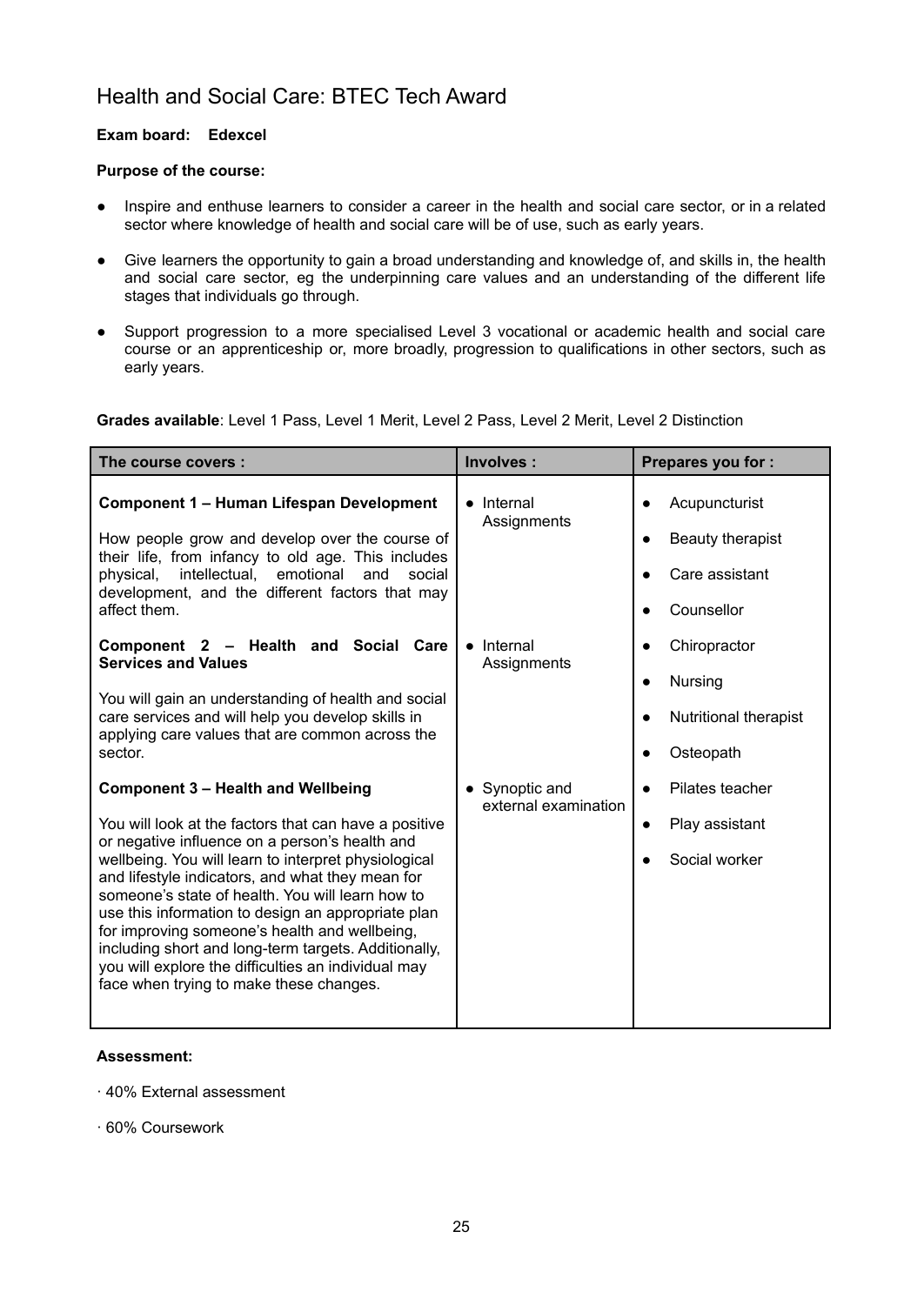# Health and Social Care: BTEC Tech Award

**Exam board: Edexcel**

**Purpose of the course:**

- Inspire and enthuse learners to consider a career in the health and social care sector, or in a related sector where knowledge of health and social care will be of use, such as early years.
- Give learners the opportunity to gain a broad understanding and knowledge of, and skills in, the health and social care sector, eg the underpinning care values and an understanding of the different life stages that individuals go through.
- Support progression to a more specialised Level 3 vocational or academic health and social care course or an apprenticeship or, more broadly, progression to qualifications in other sectors, such as early years.

**Grades available**: Level 1 Pass, Level 1 Merit, Level 2 Pass, Level 2 Merit, Level 2 Distinction

| The course covers : | Involves : | Prepares you for : |
|---|---|---|
| **Component 1 – Human Lifespan Development**<br><br>How people grow and develop over the course of their life, from infancy to old age. This includes physical, intellectual, emotional and social development, and the different factors that may affect them. | • Internal Assignments | • Acupuncturist<br>• Beauty therapist<br>• Care assistant<br>• Counsellor |
| **Component 2 – Health and Social Care Services and Values**<br><br>You will gain an understanding of health and social care services and will help you develop skills in applying care values that are common across the sector. | • Internal Assignments | • Chiropractor<br>• Nursing<br>• Nutritional therapist<br>• Osteopath |
| **Component 3 – Health and Wellbeing**<br><br>You will look at the factors that can have a positive or negative influence on a person's health and wellbeing. You will learn to interpret physiological and lifestyle indicators, and what they mean for someone's state of health. You will learn how to use this information to design an appropriate plan for improving someone's health and wellbeing, including short and long-term targets. Additionally, you will explore the difficulties an individual may face when trying to make these changes. | • Synoptic and external examination | • Pilates teacher<br>• Play assistant<br>• Social worker |

**Assessment:**

· 40% External assessment

· 60% Coursework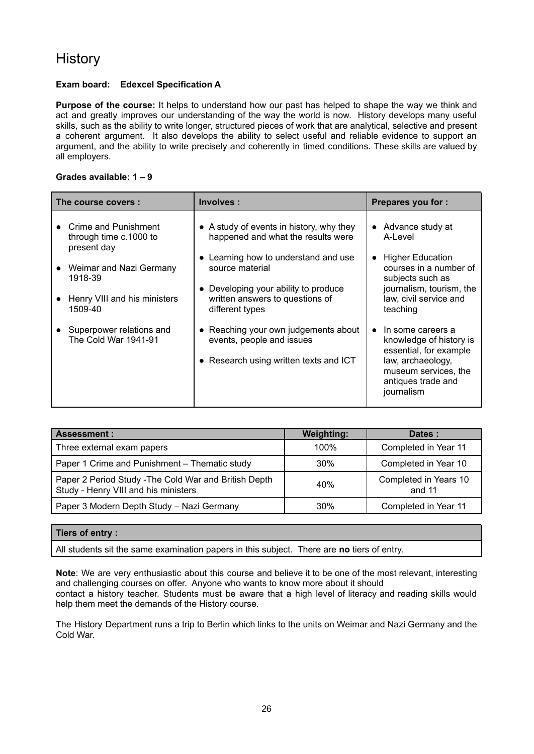# History

**Exam board: Edexcel Specification A**

**Purpose of the course:** It helps to understand how our past has helped to shape the way we think and act and greatly improves our understanding of the way the world is now. History develops many useful skills, such as the ability to write longer, structured pieces of work that are analytical, selective and present a coherent argument. It also develops the ability to select useful and reliable evidence to support an argument, and the ability to write precisely and coherently in timed conditions. These skills are valued by all employers.

**Grades available: 1 – 9**

| The course covers : | Involves : | Prepares you for : |
|---|---|---|
| • Crime and Punishment through time c.1000 to present day<br>• Weimar and Nazi Germany 1918-39<br>• Henry VIII and his ministers 1509-40<br>• Superpower relations and The Cold War 1941-91 | • A study of events in history, why they happened and what the results were<br>• Learning how to understand and use source material<br>• Developing your ability to produce written answers to questions of different types<br>• Reaching your own judgements about events, people and issues<br>• Research using written texts and ICT | • Advance study at A-Level<br>• Higher Education courses in a number of subjects such as journalism, tourism, the law, civil service and teaching<br>• In some careers a knowledge of history is essential, for example law, archaeology, museum services, the antiques trade and journalism |

| Assessment : | Weighting: | Dates : |
|---|---|---|
| Three external exam papers | 100% | Completed in Year 11 |
| Paper 1 Crime and Punishment – Thematic study | 30% | Completed in Year 10 |
| Paper 2 Period Study -The Cold War and British Depth Study - Henry VIII and his ministers | 40% | Completed in Years 10 and 11 |
| Paper 3 Modern Depth Study – Nazi Germany | 30% | Completed in Year 11 |

| Tiers of entry : |
|---|
| All students sit the same examination papers in this subject. There are **no** tiers of entry. |

**Note**: We are very enthusiastic about this course and believe it to be one of the most relevant, interesting and challenging courses on offer. Anyone who wants to know more about it should contact a history teacher. Students must be aware that a high level of literacy and reading skills would help them meet the demands of the History course.

The History Department runs a trip to Berlin which links to the units on Weimar and Nazi Germany and the Cold War.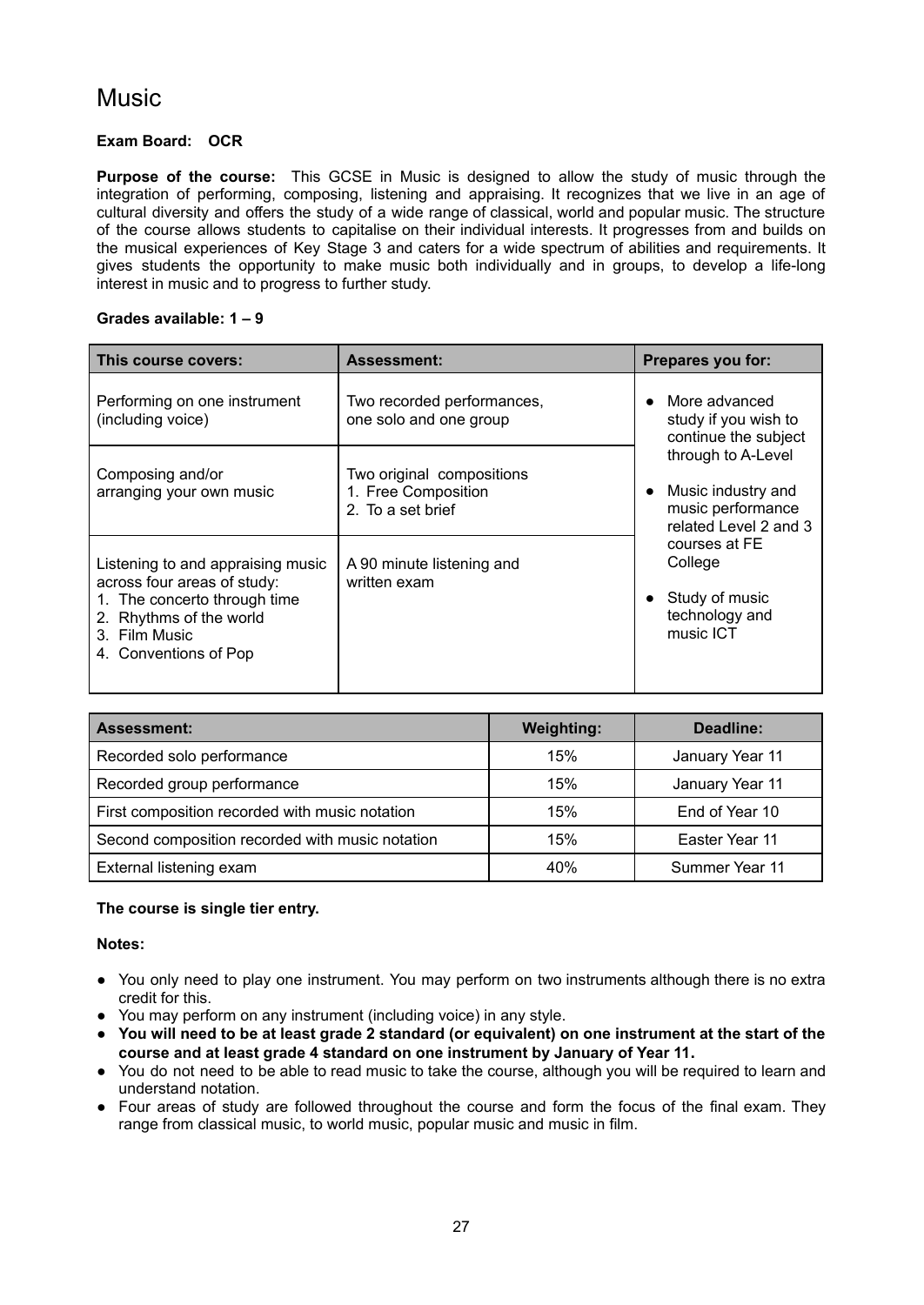# Music

**Exam Board: OCR**

**Purpose of the course:** This GCSE in Music is designed to allow the study of music through the integration of performing, composing, listening and appraising. It recognizes that we live in an age of cultural diversity and offers the study of a wide range of classical, world and popular music. The structure of the course allows students to capitalise on their individual interests. It progresses from and builds on the musical experiences of Key Stage 3 and caters for a wide spectrum of abilities and requirements. It gives students the opportunity to make music both individually and in groups, to develop a life-long interest in music and to progress to further study.

**Grades available: 1 – 9**

| This course covers: | Assessment: | Prepares you for: |
|---|---|---|
| Performing on one instrument (including voice) | Two recorded performances, one solo and one group | • More advanced study if you wish to continue the subject through to A-Level<br>• Music industry and music performance related Level 2 and 3 courses at FE College<br>• Study of music technology and music ICT |
| Composing and/or arranging your own music | Two original compositions<br>1. Free Composition<br>2. To a set brief | |
| Listening to and appraising music across four areas of study:<br>1. The concerto through time<br>2. Rhythms of the world<br>3. Film Music<br>4. Conventions of Pop | A 90 minute listening and written exam | |

| Assessment: | Weighting: | Deadline: |
|---|---|---|
| Recorded solo performance | 15% | January Year 11 |
| Recorded group performance | 15% | January Year 11 |
| First composition recorded with music notation | 15% | End of Year 10 |
| Second composition recorded with music notation | 15% | Easter Year 11 |
| External listening exam | 40% | Summer Year 11 |

**The course is single tier entry.**

**Notes:**

- You only need to play one instrument. You may perform on two instruments although there is no extra credit for this.
- You may perform on any instrument (including voice) in any style.
- **You will need to be at least grade 2 standard (or equivalent) on one instrument at the start of the course and at least grade 4 standard on one instrument by January of Year 11.**
- You do not need to be able to read music to take the course, although you will be required to learn and understand notation.
- Four areas of study are followed throughout the course and form the focus of the final exam. They range from classical music, to world music, popular music and music in film.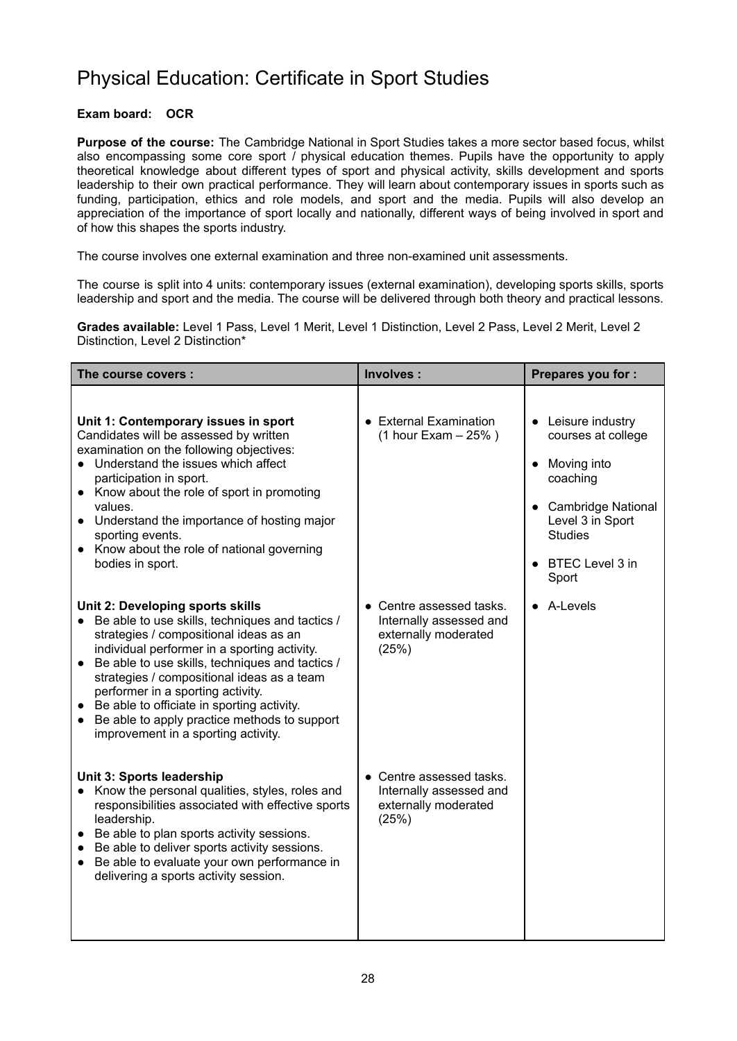# Physical Education: Certificate in Sport Studies

**Exam board: OCR**

**Purpose of the course:** The Cambridge National in Sport Studies takes a more sector based focus, whilst also encompassing some core sport / physical education themes. Pupils have the opportunity to apply theoretical knowledge about different types of sport and physical activity, skills development and sports leadership to their own practical performance. They will learn about contemporary issues in sports such as funding, participation, ethics and role models, and sport and the media. Pupils will also develop an appreciation of the importance of sport locally and nationally, different ways of being involved in sport and of how this shapes the sports industry.

The course involves one external examination and three non-examined unit assessments.

The course is split into 4 units: contemporary issues (external examination), developing sports skills, sports leadership and sport and the media. The course will be delivered through both theory and practical lessons.

**Grades available:** Level 1 Pass, Level 1 Merit, Level 1 Distinction, Level 2 Pass, Level 2 Merit, Level 2 Distinction, Level 2 Distinction*

| The course covers : | Involves : | Prepares you for : |
|---|---|---|
| **Unit 1: Contemporary issues in sport**<br>Candidates will be assessed by written examination on the following objectives:<br>• Understand the issues which affect participation in sport.<br>• Know about the role of sport in promoting values.<br>• Understand the importance of hosting major sporting events.<br>• Know about the role of national governing bodies in sport. | • External Examination (1 hour Exam – 25% ) | • Leisure industry courses at college<br>• Moving into coaching<br>• Cambridge National Level 3 in Sport Studies<br>• BTEC Level 3 in Sport |
| **Unit 2: Developing sports skills**<br>• Be able to use skills, techniques and tactics / strategies / compositional ideas as an individual performer in a sporting activity.<br>• Be able to use skills, techniques and tactics / strategies / compositional ideas as a team performer in a sporting activity.<br>• Be able to officiate in sporting activity.<br>• Be able to apply practice methods to support improvement in a sporting activity. | • Centre assessed tasks. Internally assessed and externally moderated (25%) | • A-Levels |
| **Unit 3: Sports leadership**<br>• Know the personal qualities, styles, roles and responsibilities associated with effective sports leadership.<br>• Be able to plan sports activity sessions.<br>• Be able to deliver sports activity sessions.<br>• Be able to evaluate your own performance in delivering a sports activity session. | • Centre assessed tasks. Internally assessed and externally moderated (25%) | |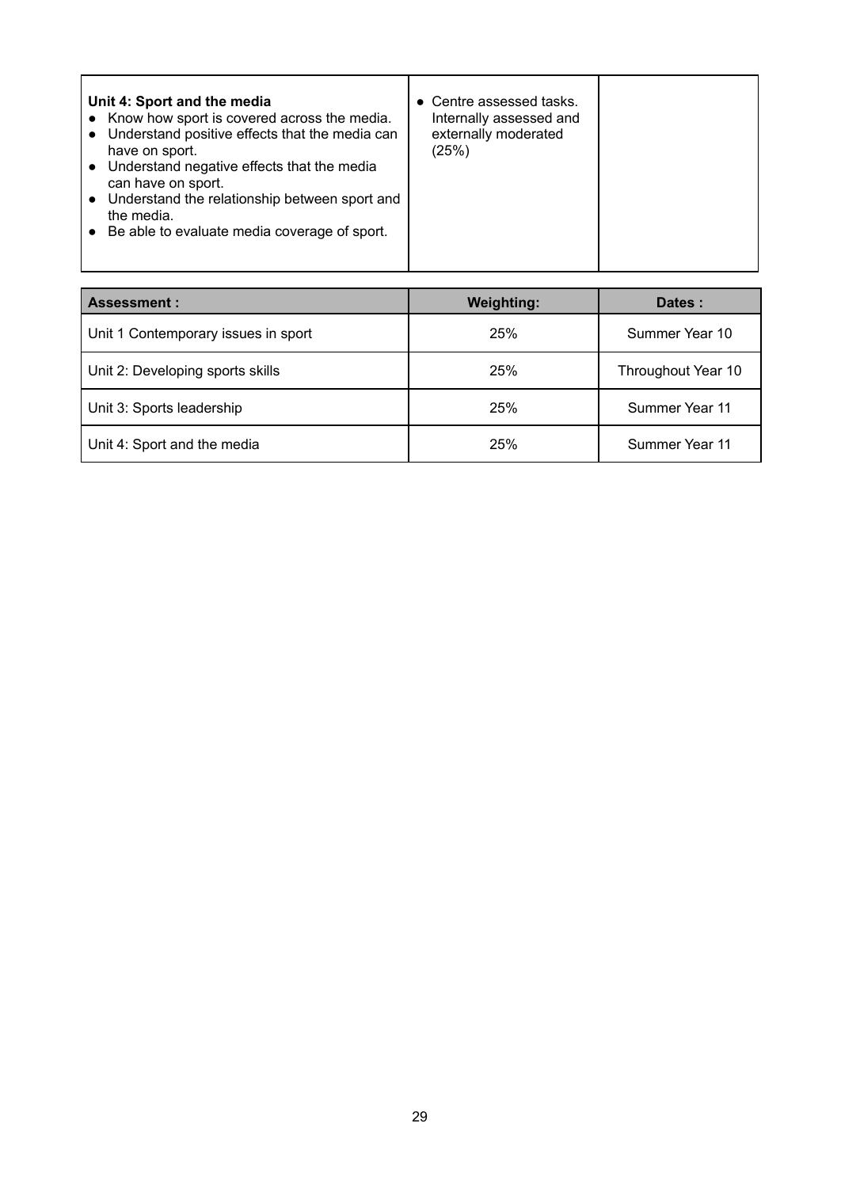| | | |
|---|---|---|
| **Unit 4: Sport and the media**<br>● Know how sport is covered across the media.<br>● Understand positive effects that the media can have on sport.<br>● Understand negative effects that the media can have on sport.<br>● Understand the relationship between sport and the media.<br>● Be able to evaluate media coverage of sport. | ● Centre assessed tasks. Internally assessed and externally moderated (25%) | |

| Assessment : | Weighting: | Dates : |
|---|---|---|
| Unit 1 Contemporary issues in sport | 25% | Summer Year 10 |
| Unit 2: Developing sports skills | 25% | Throughout Year 10 |
| Unit 3: Sports leadership | 25% | Summer Year 11 |
| Unit 4: Sport and the media | 25% | Summer Year 11 |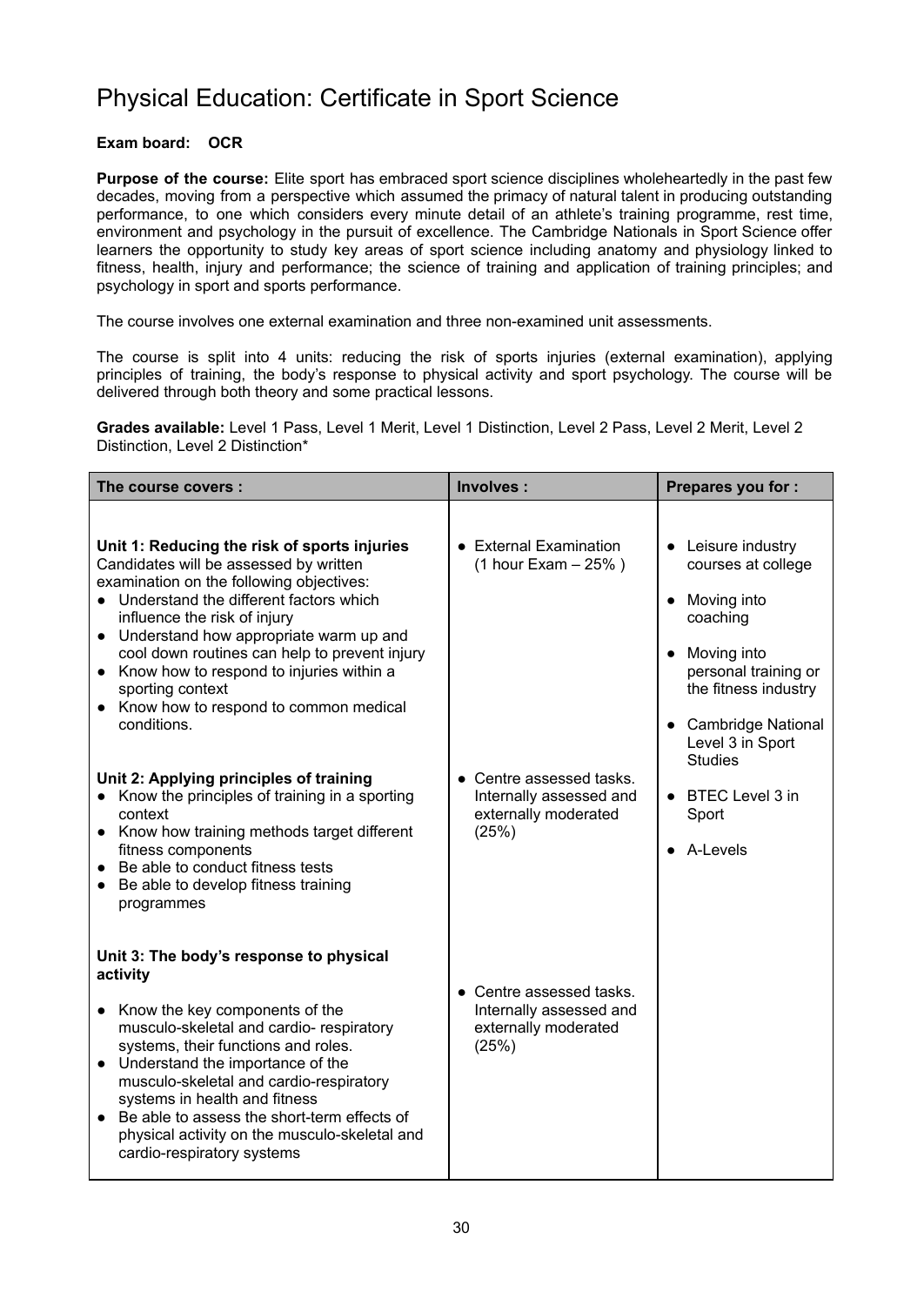# Physical Education: Certificate in Sport Science

**Exam board: OCR**

**Purpose of the course:** Elite sport has embraced sport science disciplines wholeheartedly in the past few decades, moving from a perspective which assumed the primacy of natural talent in producing outstanding performance, to one which considers every minute detail of an athlete's training programme, rest time, environment and psychology in the pursuit of excellence. The Cambridge Nationals in Sport Science offer learners the opportunity to study key areas of sport science including anatomy and physiology linked to fitness, health, injury and performance; the science of training and application of training principles; and psychology in sport and sports performance.

The course involves one external examination and three non-examined unit assessments.

The course is split into 4 units: reducing the risk of sports injuries (external examination), applying principles of training, the body's response to physical activity and sport psychology. The course will be delivered through both theory and some practical lessons.

**Grades available:** Level 1 Pass, Level 1 Merit, Level 1 Distinction, Level 2 Pass, Level 2 Merit, Level 2 Distinction, Level 2 Distinction*

| The course covers : | Involves : | Prepares you for : |
|---|---|---|
| **Unit 1: Reducing the risk of sports injuries**<br>Candidates will be assessed by written examination on the following objectives:<br>● Understand the different factors which influence the risk of injury<br>● Understand how appropriate warm up and cool down routines can help to prevent injury<br>● Know how to respond to injuries within a sporting context<br>● Know how to respond to common medical conditions. | ● External Examination (1 hour Exam – 25% ) | ● Leisure industry courses at college<br>● Moving into coaching<br>● Moving into personal training or the fitness industry<br>● Cambridge National Level 3 in Sport Studies<br>● BTEC Level 3 in Sport<br>● A-Levels |
| **Unit 2: Applying principles of training**<br>● Know the principles of training in a sporting context<br>● Know how training methods target different fitness components<br>● Be able to conduct fitness tests<br>● Be able to develop fitness training programmes | ● Centre assessed tasks. Internally assessed and externally moderated (25%) | |
| **Unit 3: The body's response to physical activity**<br>● Know the key components of the musculo-skeletal and cardio- respiratory systems, their functions and roles.<br>● Understand the importance of the musculo-skeletal and cardio-respiratory systems in health and fitness<br>● Be able to assess the short-term effects of physical activity on the musculo-skeletal and cardio-respiratory systems | ● Centre assessed tasks. Internally assessed and externally moderated (25%) | |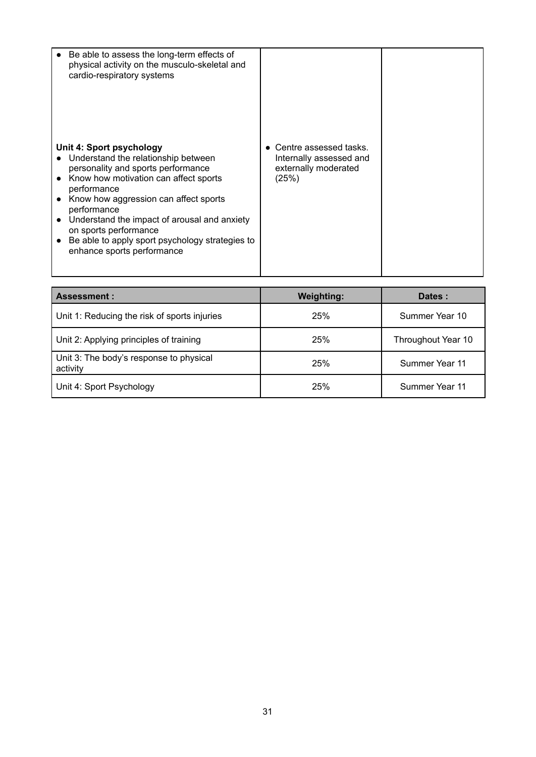| | | |
|---|---|---|
| • Be able to assess the long-term effects of physical activity on the musculo-skeletal and cardio-respiratory systems | | |
| **Unit 4: Sport psychology**<br>• Understand the relationship between personality and sports performance<br>• Know how motivation can affect sports performance<br>• Know how aggression can affect sports performance<br>• Understand the impact of arousal and anxiety on sports performance<br>• Be able to apply sport psychology strategies to enhance sports performance | • Centre assessed tasks. Internally assessed and externally moderated (25%) | |

| **Assessment :** | **Weighting:** | **Dates :** |
|---|---|---|
| Unit 1: Reducing the risk of sports injuries | 25% | Summer Year 10 |
| Unit 2: Applying principles of training | 25% | Throughout Year 10 |
| Unit 3: The body's response to physical activity | 25% | Summer Year 11 |
| Unit 4: Sport Psychology | 25% | Summer Year 11 |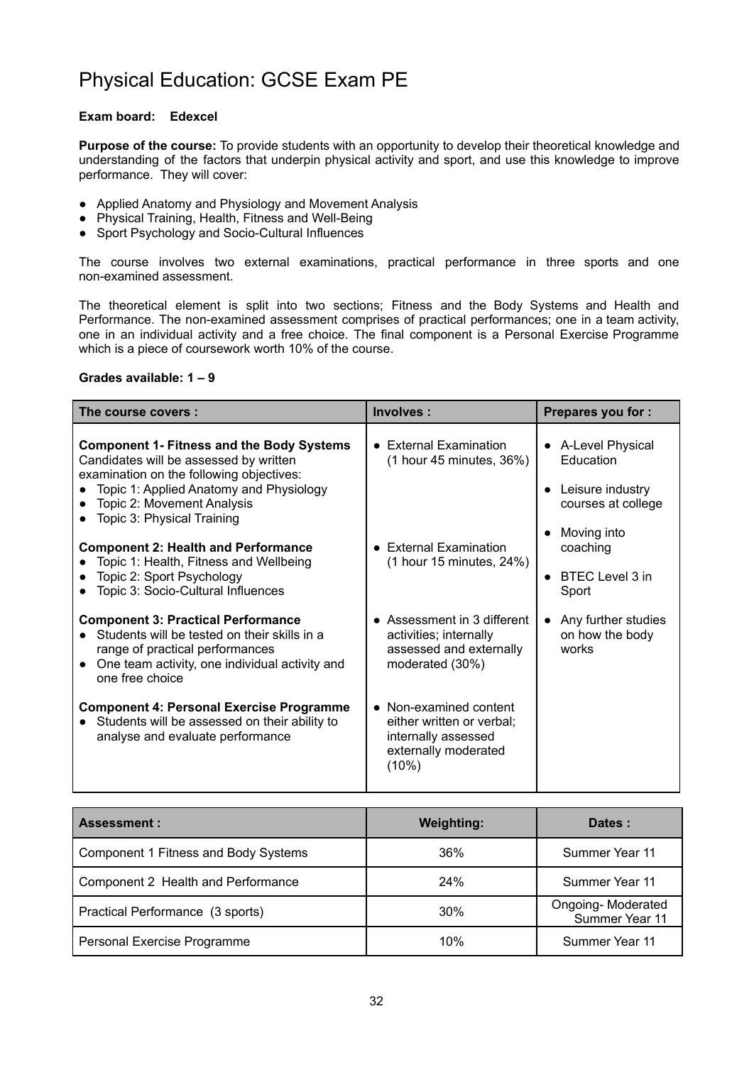# Physical Education: GCSE Exam PE

**Exam board: Edexcel**

**Purpose of the course:** To provide students with an opportunity to develop their theoretical knowledge and understanding of the factors that underpin physical activity and sport, and use this knowledge to improve performance. They will cover:

- Applied Anatomy and Physiology and Movement Analysis
- Physical Training, Health, Fitness and Well-Being
- Sport Psychology and Socio-Cultural Influences

The course involves two external examinations, practical performance in three sports and one non-examined assessment.

The theoretical element is split into two sections; Fitness and the Body Systems and Health and Performance. The non-examined assessment comprises of practical performances; one in a team activity, one in an individual activity and a free choice. The final component is a Personal Exercise Programme which is a piece of coursework worth 10% of the course.

**Grades available: 1 – 9**

| The course covers : | Involves : | Prepares you for : |
|---|---|---|
| **Component 1- Fitness and the Body Systems**<br>Candidates will be assessed by written examination on the following objectives:<br>• Topic 1: Applied Anatomy and Physiology<br>• Topic 2: Movement Analysis<br>• Topic 3: Physical Training<br><br>**Component 2: Health and Performance**<br>• Topic 1: Health, Fitness and Wellbeing<br>• Topic 2: Sport Psychology<br>• Topic 3: Socio-Cultural Influences<br><br>**Component 3: Practical Performance**<br>• Students will be tested on their skills in a range of practical performances<br>• One team activity, one individual activity and one free choice<br><br>**Component 4: Personal Exercise Programme**<br>• Students will be assessed on their ability to analyse and evaluate performance | • External Examination (1 hour 45 minutes, 36%)<br><br>• External Examination (1 hour 15 minutes, 24%)<br><br>• Assessment in 3 different activities; internally assessed and externally moderated (30%)<br><br>• Non-examined content either written or verbal; internally assessed externally moderated (10%) | • A-Level Physical Education<br>• Leisure industry courses at college<br>• Moving into coaching<br>• BTEC Level 3 in Sport<br>• Any further studies on how the body works |

| Assessment : | Weighting: | Dates : |
|---|---|---|
| Component 1 Fitness and Body Systems | 36% | Summer Year 11 |
| Component 2 Health and Performance | 24% | Summer Year 11 |
| Practical Performance (3 sports) | 30% | Ongoing- Moderated Summer Year 11 |
| Personal Exercise Programme | 10% | Summer Year 11 |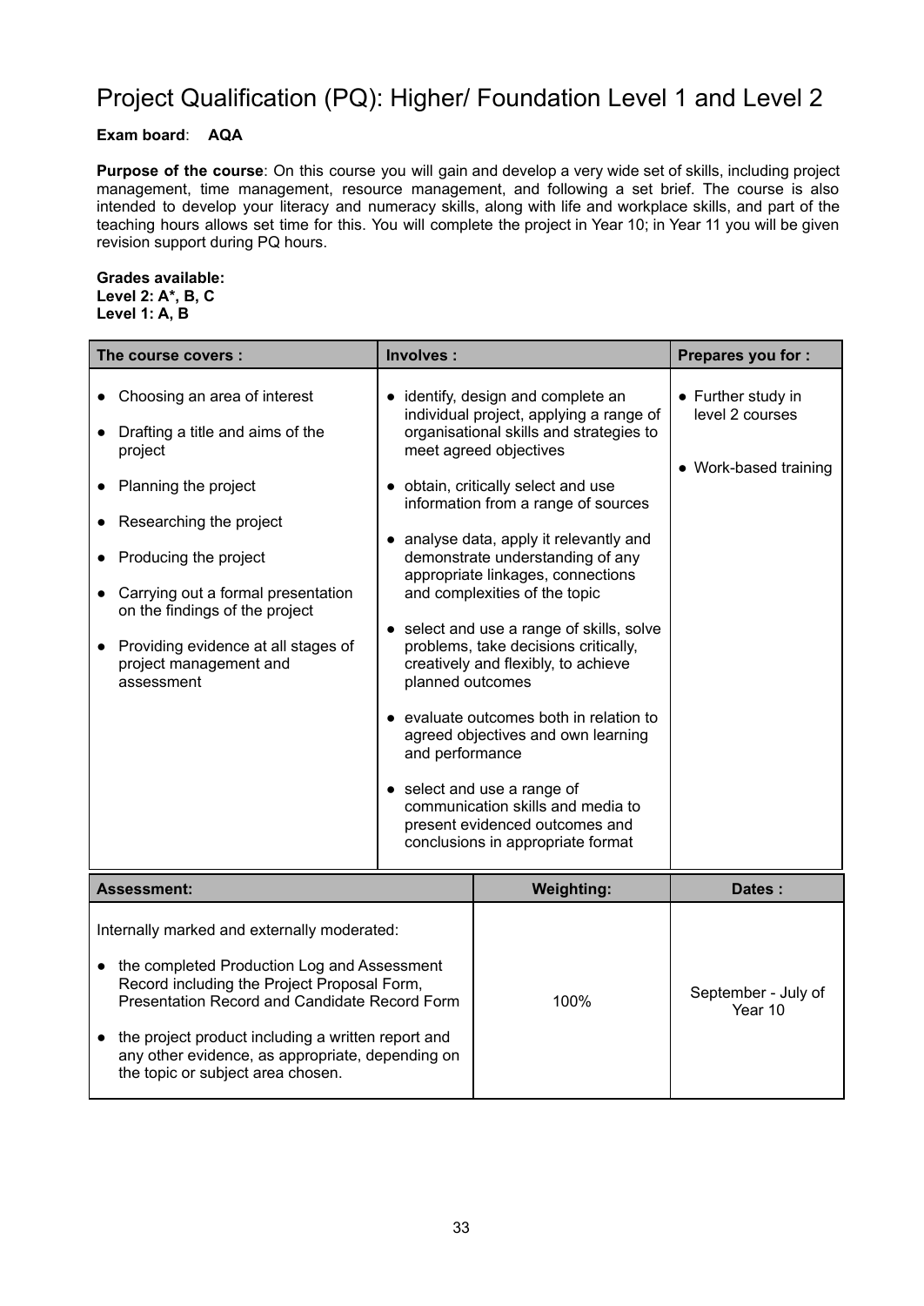# Project Qualification (PQ): Higher/ Foundation Level 1 and Level 2

**Exam board**: **AQA**

**Purpose of the course**: On this course you will gain and develop a very wide set of skills, including project management, time management, resource management, and following a set brief. The course is also intended to develop your literacy and numeracy skills, along with life and workplace skills, and part of the teaching hours allows set time for this. You will complete the project in Year 10; in Year 11 you will be given revision support during PQ hours.

**Grades available:**
**Level 2: A*, B, C**
**Level 1: A, B**

| The course covers : | Involves : | Prepares you for : |
|---|---|---|
| • Choosing an area of interest<br>• Drafting a title and aims of the project<br>• Planning the project<br>• Researching the project<br>• Producing the project<br>• Carrying out a formal presentation on the findings of the project<br>• Providing evidence at all stages of project management and assessment | • identify, design and complete an individual project, applying a range of organisational skills and strategies to meet agreed objectives<br>• obtain, critically select and use information from a range of sources<br>• analyse data, apply it relevantly and demonstrate understanding of any appropriate linkages, connections and complexities of the topic<br>• select and use a range of skills, solve problems, take decisions critically, creatively and flexibly, to achieve planned outcomes<br>• evaluate outcomes both in relation to agreed objectives and own learning and performance<br>• select and use a range of communication skills and media to present evidenced outcomes and conclusions in appropriate format | • Further study in level 2 courses<br>• Work-based training |

| Assessment: | Weighting: | Dates : |
|---|---|---|
| Internally marked and externally moderated:<br>• the completed Production Log and Assessment Record including the Project Proposal Form, Presentation Record and Candidate Record Form<br>• the project product including a written report and any other evidence, as appropriate, depending on the topic or subject area chosen. | 100% | September - July of Year 10 |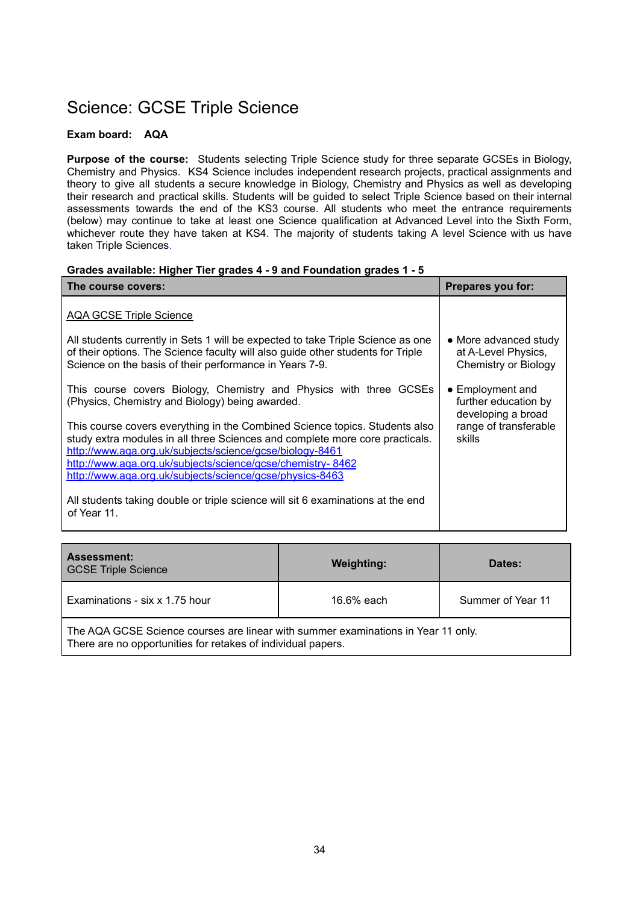# Science: GCSE Triple Science

**Exam board: AQA**

**Purpose of the course:** Students selecting Triple Science study for three separate GCSEs in Biology, Chemistry and Physics. KS4 Science includes independent research projects, practical assignments and theory to give all students a secure knowledge in Biology, Chemistry and Physics as well as developing their research and practical skills. Students will be guided to select Triple Science based on their internal assessments towards the end of the KS3 course. All students who meet the entrance requirements (below) may continue to take at least one Science qualification at Advanced Level into the Sixth Form, whichever route they have taken at KS4. The majority of students taking A level Science with us have taken Triple Sciences.

**Grades available: Higher Tier grades 4 - 9 and Foundation grades 1 - 5**

| The course covers: | Prepares you for: |
|---|---|
| AQA GCSE Triple Science<br><br>All students currently in Sets 1 will be expected to take Triple Science as one of their options. The Science faculty will also guide other students for Triple Science on the basis of their performance in Years 7-9.<br><br>This course covers Biology, Chemistry and Physics with three GCSEs (Physics, Chemistry and Biology) being awarded.<br><br>This course covers everything in the Combined Science topics. Students also study extra modules in all three Sciences and complete more core practicals.<br>http://www.aqa.org.uk/subjects/science/gcse/biology-8461<br>http://www.aqa.org.uk/subjects/science/gcse/chemistry- 8462<br>http://www.aqa.org.uk/subjects/science/gcse/physics-8463<br><br>All students taking double or triple science will sit 6 examinations at the end of Year 11. | • More advanced study at A-Level Physics, Chemistry or Biology<br><br>• Employment and further education by developing a broad range of transferable skills |

| **Assessment:** GCSE Triple Science | **Weighting:** | **Dates:** |
|---|---|---|
| Examinations - six x 1.75 hour | 16.6% each | Summer of Year 11 |
| The AQA GCSE Science courses are linear with summer examinations in Year 11 only. There are no opportunities for retakes of individual papers. | | |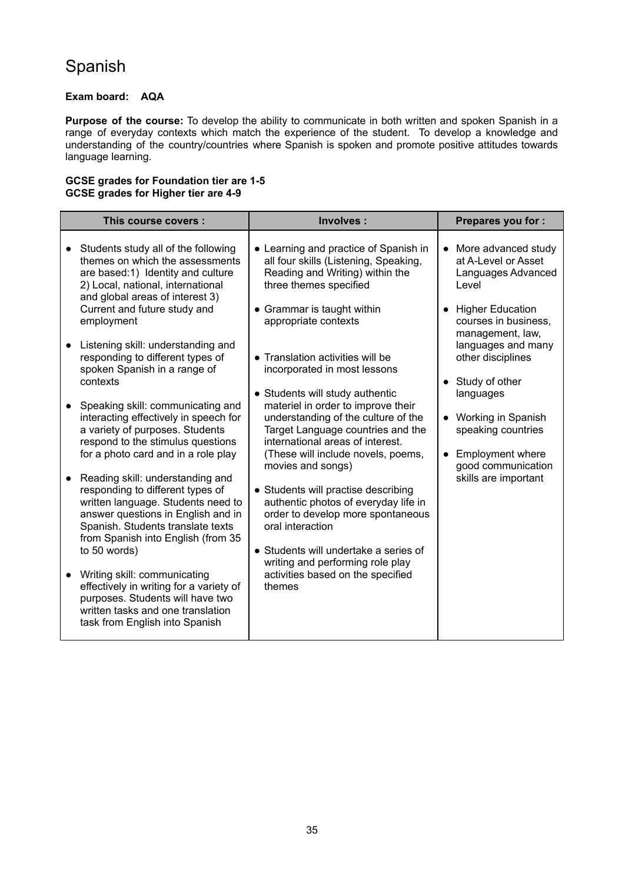# Spanish

**Exam board: AQA**

**Purpose of the course:** To develop the ability to communicate in both written and spoken Spanish in a range of everyday contexts which match the experience of the student. To develop a knowledge and understanding of the country/countries where Spanish is spoken and promote positive attitudes towards language learning.

**GCSE grades for Foundation tier are 1-5**
**GCSE grades for Higher tier are 4-9**

| This course covers : | Involves : | Prepares you for : |
|---|---|---|
| • Students study all of the following themes on which the assessments are based:1) Identity and culture 2) Local, national, international and global areas of interest 3) Current and future study and employment<br><br>• Listening skill: understanding and responding to different types of spoken Spanish in a range of contexts<br><br>• Speaking skill: communicating and interacting effectively in speech for a variety of purposes. Students respond to the stimulus questions for a photo card and in a role play<br><br>• Reading skill: understanding and responding to different types of written language. Students need to answer questions in English and in Spanish. Students translate texts from Spanish into English (from 35 to 50 words)<br><br>• Writing skill: communicating effectively in writing for a variety of purposes. Students will have two written tasks and one translation task from English into Spanish | • Learning and practice of Spanish in all four skills (Listening, Speaking, Reading and Writing) within the three themes specified<br><br>• Grammar is taught within appropriate contexts<br><br>• Translation activities will be incorporated in most lessons<br><br>• Students will study authentic materiel in order to improve their understanding of the culture of the Target Language countries and the international areas of interest. (These will include novels, poems, movies and songs)<br><br>• Students will practise describing authentic photos of everyday life in order to develop more spontaneous oral interaction<br><br>• Students will undertake a series of writing and performing role play activities based on the specified themes | • More advanced study at A-Level or Asset Languages Advanced Level<br><br>• Higher Education courses in business, management, law, languages and many other disciplines<br><br>• Study of other languages<br><br>• Working in Spanish speaking countries<br><br>• Employment where good communication skills are important |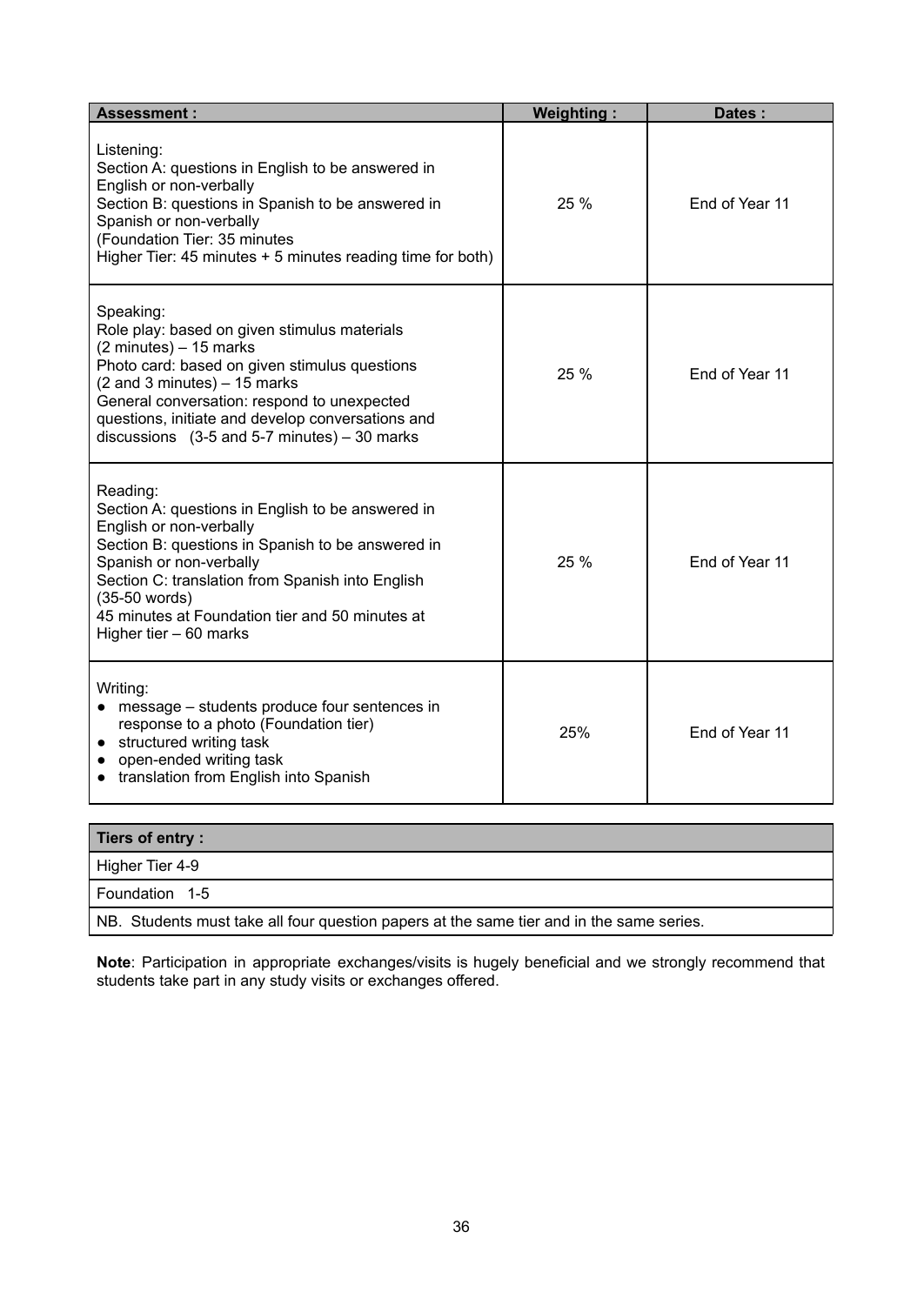| Assessment : | Weighting : | Dates : |
|---|---|---|
| Listening:<br>Section A: questions in English to be answered in English or non-verbally<br>Section B: questions in Spanish to be answered in Spanish or non-verbally<br>(Foundation Tier: 35 minutes<br>Higher Tier: 45 minutes + 5 minutes reading time for both) | 25 % | End of Year 11 |
| Speaking:<br>Role play: based on given stimulus materials<br>(2 minutes) – 15 marks<br>Photo card: based on given stimulus questions<br>(2 and 3 minutes) – 15 marks<br>General conversation: respond to unexpected questions, initiate and develop conversations and discussions (3-5 and 5-7 minutes) – 30 marks | 25 % | End of Year 11 |
| Reading:<br>Section A: questions in English to be answered in English or non-verbally<br>Section B: questions in Spanish to be answered in Spanish or non-verbally<br>Section C: translation from Spanish into English (35-50 words)<br>45 minutes at Foundation tier and 50 minutes at Higher tier – 60 marks | 25 % | End of Year 11 |
| Writing:<br>● message – students produce four sentences in response to a photo (Foundation tier)<br>● structured writing task<br>● open-ended writing task<br>● translation from English into Spanish | 25% | End of Year 11 |

| Tiers of entry : |
|---|
| Higher Tier 4-9 |
| Foundation 1-5 |
| NB. Students must take all four question papers at the same tier and in the same series. |

**Note**: Participation in appropriate exchanges/visits is hugely beneficial and we strongly recommend that students take part in any study visits or exchanges offered.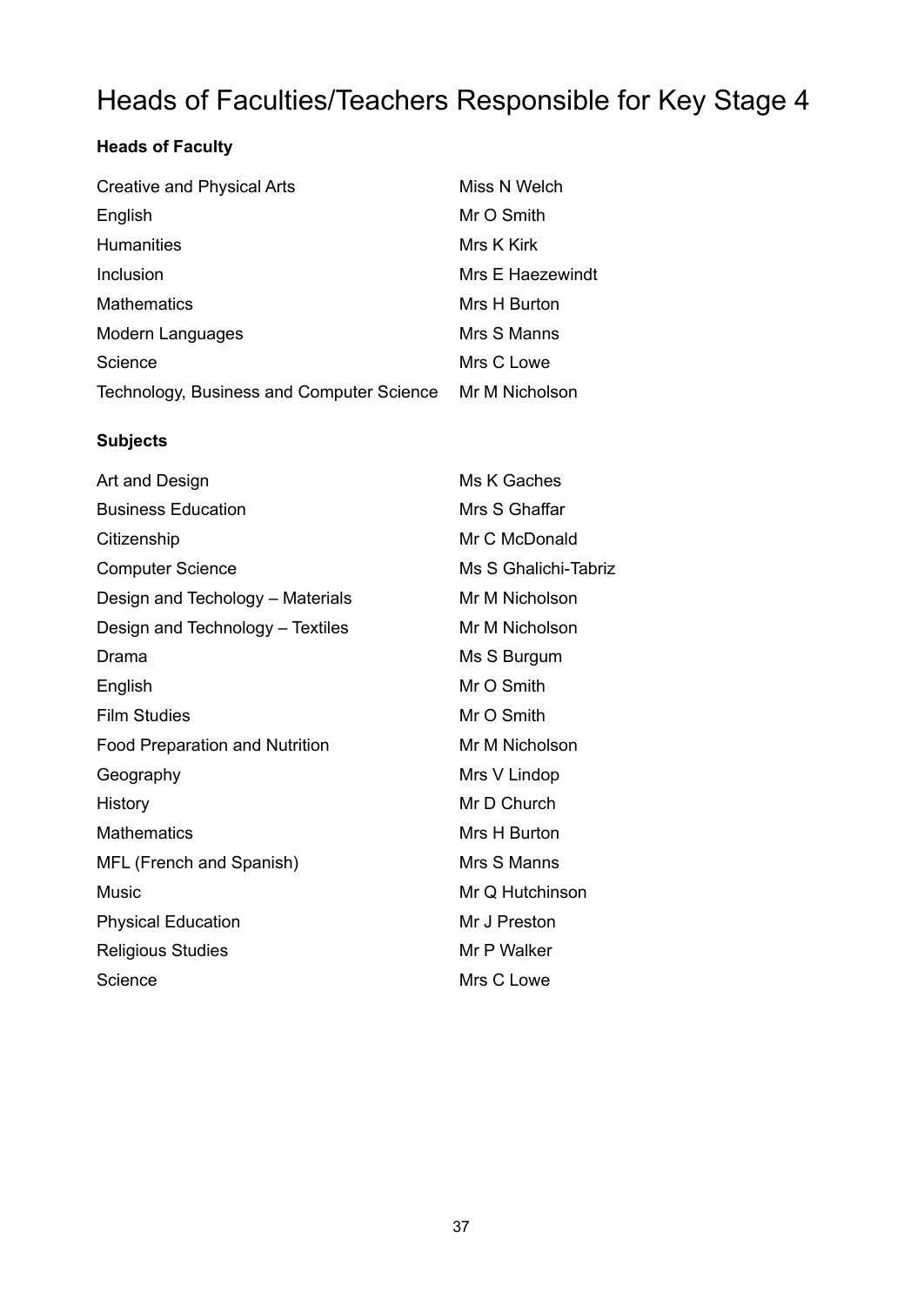# Heads of Faculties/Teachers Responsible for Key Stage 4

**Heads of Faculty**

| | |
|---|---|
| Creative and Physical Arts | Miss N Welch |
| English | Mr O Smith |
| Humanities | Mrs K Kirk |
| Inclusion | Mrs E Haezewindt |
| Mathematics | Mrs H Burton |
| Modern Languages | Mrs S Manns |
| Science | Mrs C Lowe |
| Technology, Business and Computer Science | Mr M Nicholson |

**Subjects**

| | |
|---|---|
| Art and Design | Ms K Gaches |
| Business Education | Mrs S Ghaffar |
| Citizenship | Mr C McDonald |
| Computer Science | Ms S Ghalichi-Tabriz |
| Design and Techology – Materials | Mr M Nicholson |
| Design and Technology – Textiles | Mr M Nicholson |
| Drama | Ms S Burgum |
| English | Mr O Smith |
| Film Studies | Mr O Smith |
| Food Preparation and Nutrition | Mr M Nicholson |
| Geography | Mrs V Lindop |
| History | Mr D Church |
| Mathematics | Mrs H Burton |
| MFL (French and Spanish) | Mrs S Manns |
| Music | Mr Q Hutchinson |
| Physical Education | Mr J Preston |
| Religious Studies | Mr P Walker |
| Science | Mrs C Lowe |